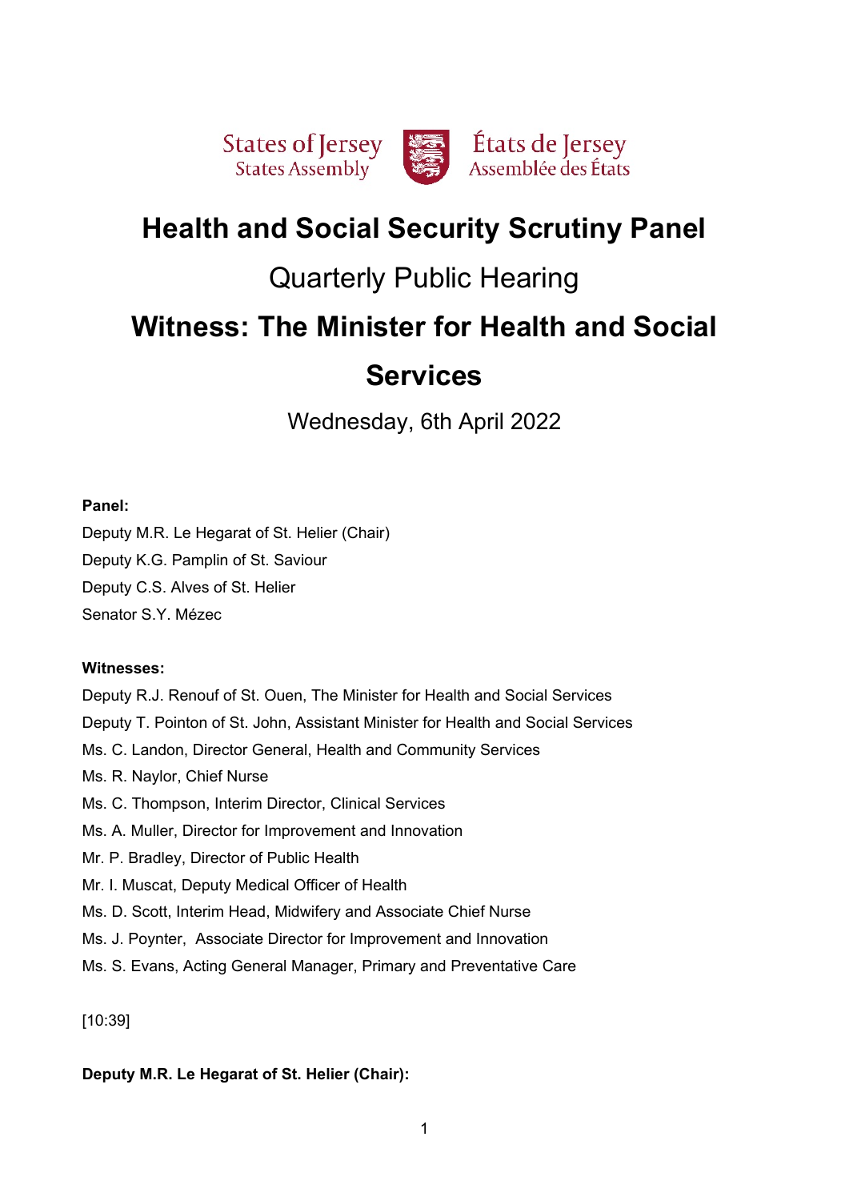States of Jersey
States Assembly

États de Jersey
Assemblée des États

# Health and Social Security Scrutiny Panel

## Quarterly Public Hearing

# Witness: The Minister for Health and Social Services

Wednesday, 6th April 2022

**Panel:**

Deputy M.R. Le Hegarat of St. Helier (Chair)
Deputy K.G. Pamplin of St. Saviour
Deputy C.S. Alves of St. Helier
Senator S.Y. Mézec

**Witnesses:**

Deputy R.J. Renouf of St. Ouen, The Minister for Health and Social Services
Deputy T. Pointon of St. John, Assistant Minister for Health and Social Services
Ms. C. Landon, Director General, Health and Community Services
Ms. R. Naylor, Chief Nurse
Ms. C. Thompson, Interim Director, Clinical Services
Ms. A. Muller, Director for Improvement and Innovation
Mr. P. Bradley, Director of Public Health
Mr. I. Muscat, Deputy Medical Officer of Health
Ms. D. Scott, Interim Head, Midwifery and Associate Chief Nurse
Ms. J. Poynter, Associate Director for Improvement and Innovation
Ms. S. Evans, Acting General Manager, Primary and Preventative Care

[10:39]

**Deputy M.R. Le Hegarat of St. Helier (Chair):**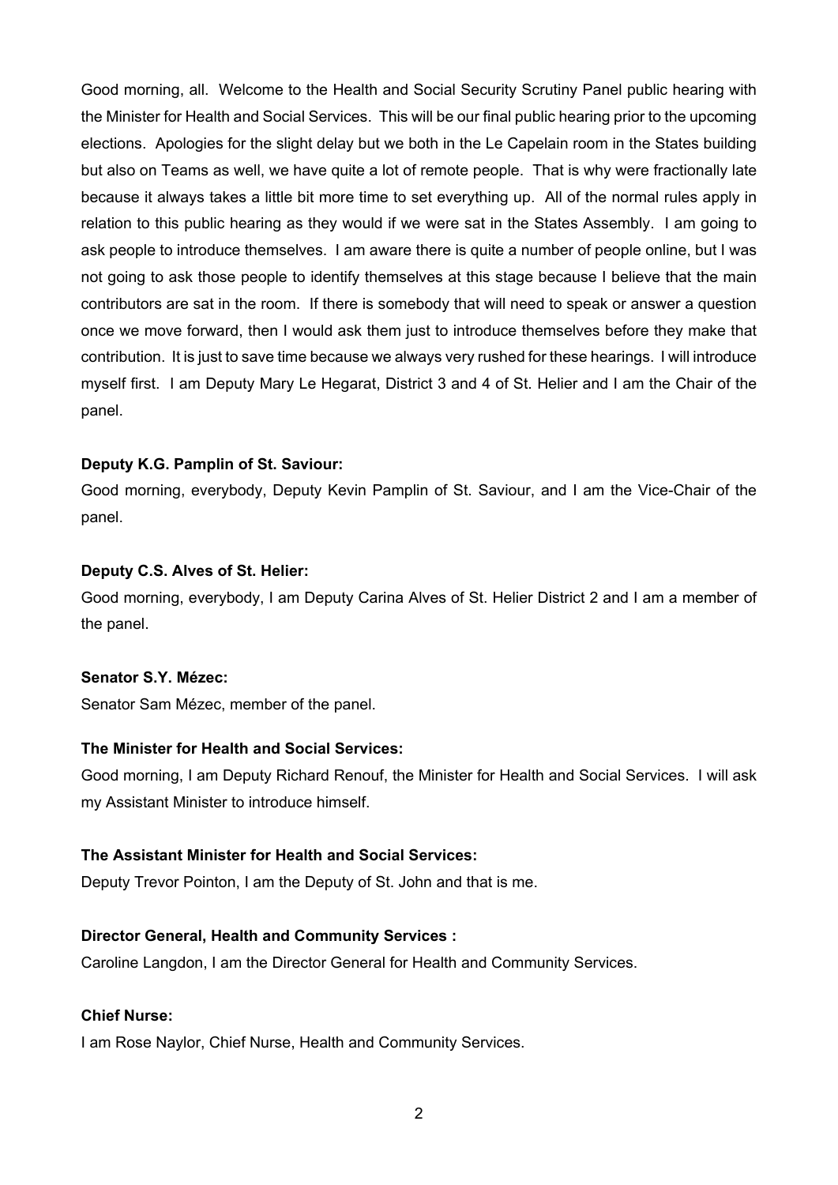Good morning, all. Welcome to the Health and Social Security Scrutiny Panel public hearing with the Minister for Health and Social Services. This will be our final public hearing prior to the upcoming elections. Apologies for the slight delay but we both in the Le Capelain room in the States building but also on Teams as well, we have quite a lot of remote people. That is why were fractionally late because it always takes a little bit more time to set everything up. All of the normal rules apply in relation to this public hearing as they would if we were sat in the States Assembly. I am going to ask people to introduce themselves. I am aware there is quite a number of people online, but I was not going to ask those people to identify themselves at this stage because I believe that the main contributors are sat in the room. If there is somebody that will need to speak or answer a question once we move forward, then I would ask them just to introduce themselves before they make that contribution. It is just to save time because we always very rushed for these hearings. I will introduce myself first. I am Deputy Mary Le Hegarat, District 3 and 4 of St. Helier and I am the Chair of the panel.

**Deputy K.G. Pamplin of St. Saviour:**

Good morning, everybody, Deputy Kevin Pamplin of St. Saviour, and I am the Vice-Chair of the panel.

**Deputy C.S. Alves of St. Helier:**

Good morning, everybody, I am Deputy Carina Alves of St. Helier District 2 and I am a member of the panel.

**Senator S.Y. Mézec:**

Senator Sam Mézec, member of the panel.

**The Minister for Health and Social Services:**

Good morning, I am Deputy Richard Renouf, the Minister for Health and Social Services. I will ask my Assistant Minister to introduce himself.

**The Assistant Minister for Health and Social Services:**

Deputy Trevor Pointon, I am the Deputy of St. John and that is me.

**Director General, Health and Community Services :**

Caroline Langdon, I am the Director General for Health and Community Services.

**Chief Nurse:**

I am Rose Naylor, Chief Nurse, Health and Community Services.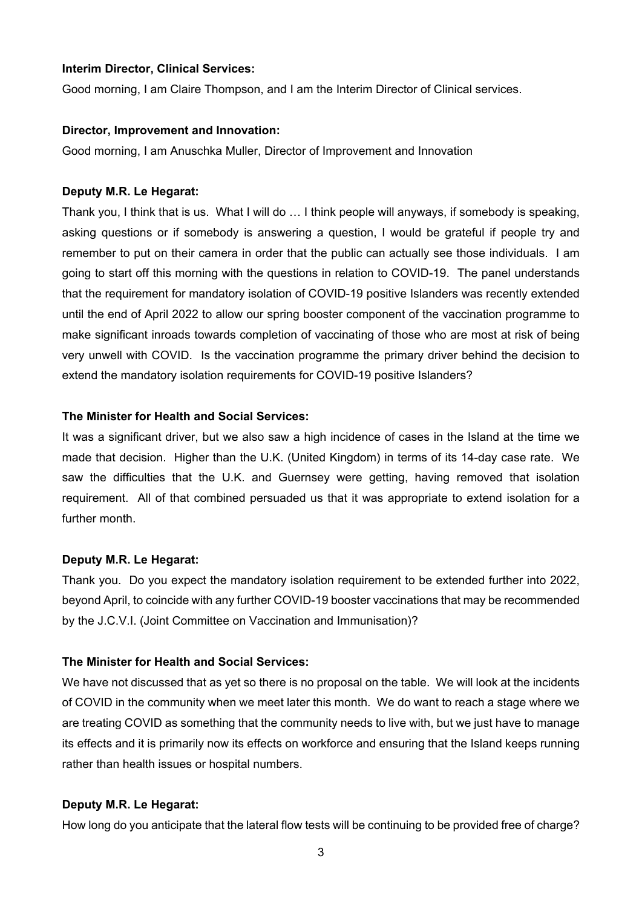**Interim Director, Clinical Services:**

Good morning, I am Claire Thompson, and I am the Interim Director of Clinical services.

**Director, Improvement and Innovation:**

Good morning, I am Anuschka Muller, Director of Improvement and Innovation

**Deputy M.R. Le Hegarat:**

Thank you, I think that is us. What I will do … I think people will anyways, if somebody is speaking, asking questions or if somebody is answering a question, I would be grateful if people try and remember to put on their camera in order that the public can actually see those individuals. I am going to start off this morning with the questions in relation to COVID-19. The panel understands that the requirement for mandatory isolation of COVID-19 positive Islanders was recently extended until the end of April 2022 to allow our spring booster component of the vaccination programme to make significant inroads towards completion of vaccinating of those who are most at risk of being very unwell with COVID. Is the vaccination programme the primary driver behind the decision to extend the mandatory isolation requirements for COVID-19 positive Islanders?

**The Minister for Health and Social Services:**

It was a significant driver, but we also saw a high incidence of cases in the Island at the time we made that decision. Higher than the U.K. (United Kingdom) in terms of its 14-day case rate. We saw the difficulties that the U.K. and Guernsey were getting, having removed that isolation requirement. All of that combined persuaded us that it was appropriate to extend isolation for a further month.

**Deputy M.R. Le Hegarat:**

Thank you. Do you expect the mandatory isolation requirement to be extended further into 2022, beyond April, to coincide with any further COVID-19 booster vaccinations that may be recommended by the J.C.V.I. (Joint Committee on Vaccination and Immunisation)?

**The Minister for Health and Social Services:**

We have not discussed that as yet so there is no proposal on the table. We will look at the incidents of COVID in the community when we meet later this month. We do want to reach a stage where we are treating COVID as something that the community needs to live with, but we just have to manage its effects and it is primarily now its effects on workforce and ensuring that the Island keeps running rather than health issues or hospital numbers.

**Deputy M.R. Le Hegarat:**

How long do you anticipate that the lateral flow tests will be continuing to be provided free of charge?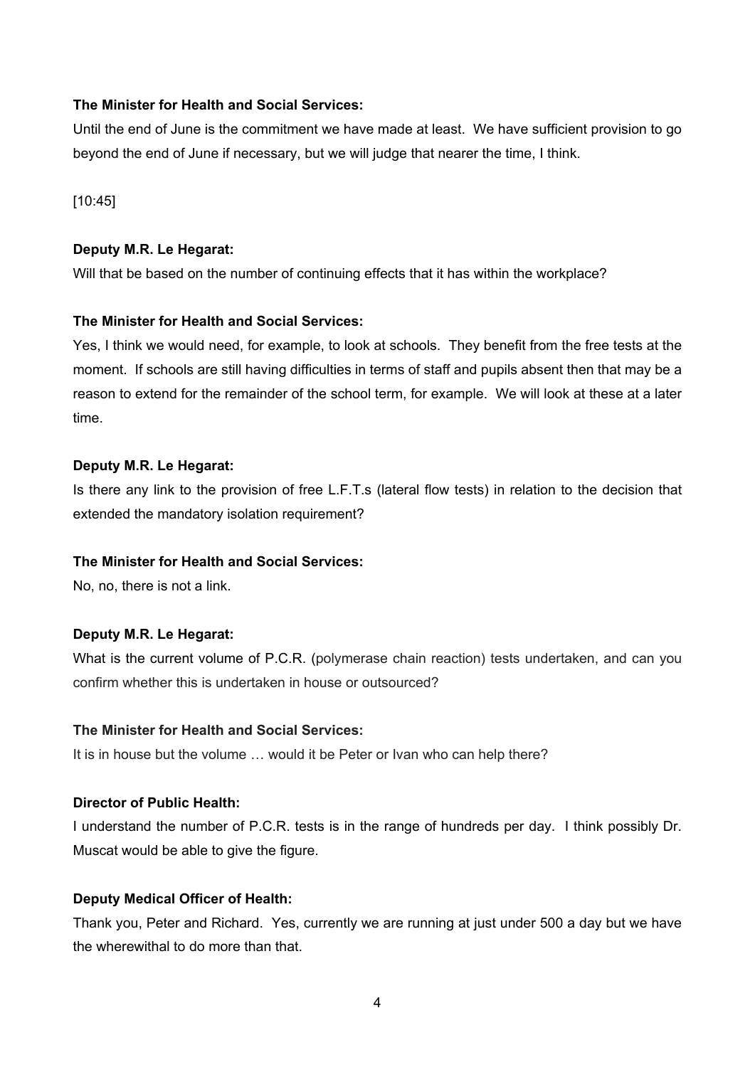**The Minister for Health and Social Services:**

Until the end of June is the commitment we have made at least. We have sufficient provision to go beyond the end of June if necessary, but we will judge that nearer the time, I think.

[10:45]

**Deputy M.R. Le Hegarat:**

Will that be based on the number of continuing effects that it has within the workplace?

**The Minister for Health and Social Services:**

Yes, I think we would need, for example, to look at schools. They benefit from the free tests at the moment. If schools are still having difficulties in terms of staff and pupils absent then that may be a reason to extend for the remainder of the school term, for example. We will look at these at a later time.

**Deputy M.R. Le Hegarat:**

Is there any link to the provision of free L.F.T.s (lateral flow tests) in relation to the decision that extended the mandatory isolation requirement?

**The Minister for Health and Social Services:**

No, no, there is not a link.

**Deputy M.R. Le Hegarat:**

What is the current volume of P.C.R. (polymerase chain reaction) tests undertaken, and can you confirm whether this is undertaken in house or outsourced?

**The Minister for Health and Social Services:**

It is in house but the volume … would it be Peter or Ivan who can help there?

**Director of Public Health:**

I understand the number of P.C.R. tests is in the range of hundreds per day. I think possibly Dr. Muscat would be able to give the figure.

**Deputy Medical Officer of Health:**

Thank you, Peter and Richard. Yes, currently we are running at just under 500 a day but we have the wherewithal to do more than that.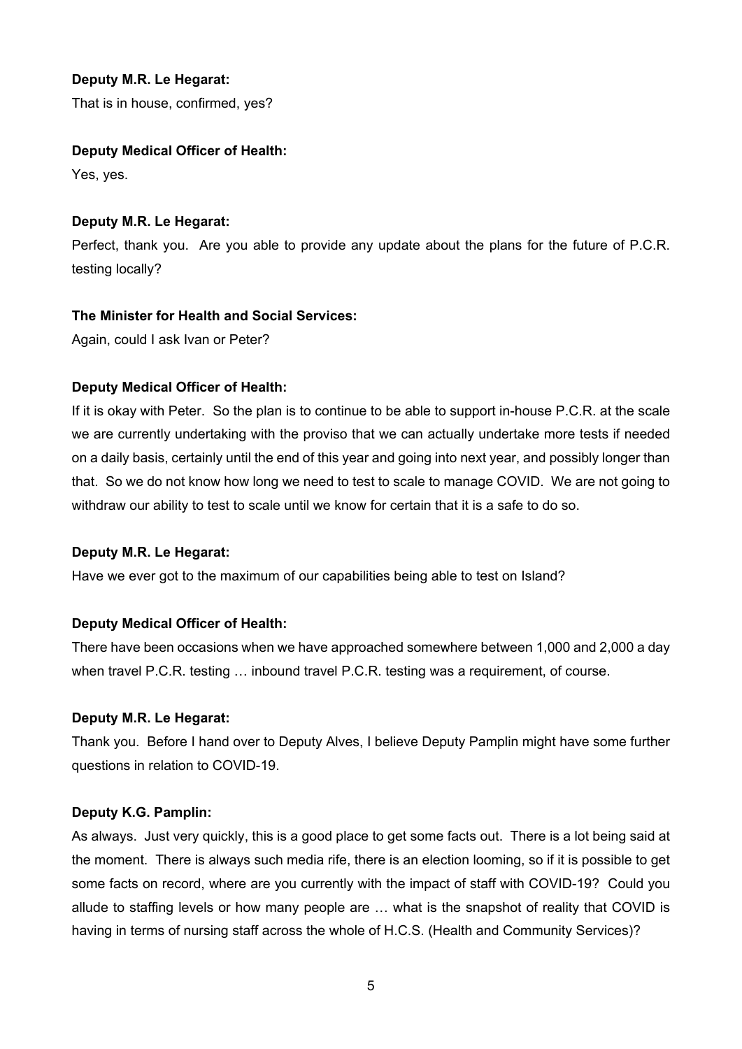**Deputy M.R. Le Hegarat:**

That is in house, confirmed, yes?

**Deputy Medical Officer of Health:**

Yes, yes.

**Deputy M.R. Le Hegarat:**

Perfect, thank you. Are you able to provide any update about the plans for the future of P.C.R. testing locally?

**The Minister for Health and Social Services:**

Again, could I ask Ivan or Peter?

**Deputy Medical Officer of Health:**

If it is okay with Peter. So the plan is to continue to be able to support in-house P.C.R. at the scale we are currently undertaking with the proviso that we can actually undertake more tests if needed on a daily basis, certainly until the end of this year and going into next year, and possibly longer than that. So we do not know how long we need to test to scale to manage COVID. We are not going to withdraw our ability to test to scale until we know for certain that it is a safe to do so.

**Deputy M.R. Le Hegarat:**

Have we ever got to the maximum of our capabilities being able to test on Island?

**Deputy Medical Officer of Health:**

There have been occasions when we have approached somewhere between 1,000 and 2,000 a day when travel P.C.R. testing … inbound travel P.C.R. testing was a requirement, of course.

**Deputy M.R. Le Hegarat:**

Thank you. Before I hand over to Deputy Alves, I believe Deputy Pamplin might have some further questions in relation to COVID-19.

**Deputy K.G. Pamplin:**

As always. Just very quickly, this is a good place to get some facts out. There is a lot being said at the moment. There is always such media rife, there is an election looming, so if it is possible to get some facts on record, where are you currently with the impact of staff with COVID-19? Could you allude to staffing levels or how many people are … what is the snapshot of reality that COVID is having in terms of nursing staff across the whole of H.C.S. (Health and Community Services)?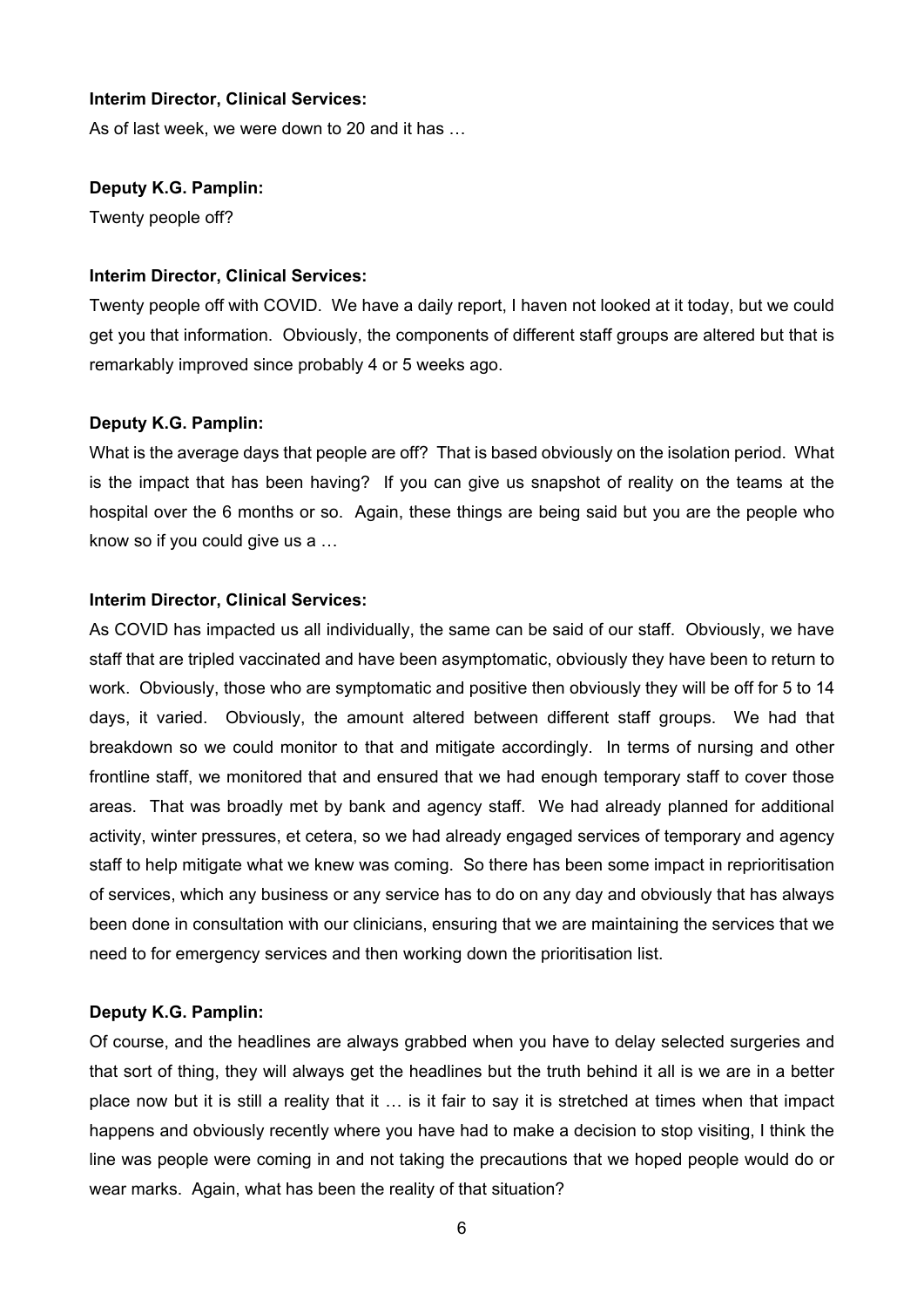**Interim Director, Clinical Services:**

As of last week, we were down to 20 and it has …

**Deputy K.G. Pamplin:**

Twenty people off?

**Interim Director, Clinical Services:**

Twenty people off with COVID. We have a daily report, I haven not looked at it today, but we could get you that information. Obviously, the components of different staff groups are altered but that is remarkably improved since probably 4 or 5 weeks ago.

**Deputy K.G. Pamplin:**

What is the average days that people are off? That is based obviously on the isolation period. What is the impact that has been having? If you can give us snapshot of reality on the teams at the hospital over the 6 months or so. Again, these things are being said but you are the people who know so if you could give us a …

**Interim Director, Clinical Services:**

As COVID has impacted us all individually, the same can be said of our staff. Obviously, we have staff that are tripled vaccinated and have been asymptomatic, obviously they have been to return to work. Obviously, those who are symptomatic and positive then obviously they will be off for 5 to 14 days, it varied. Obviously, the amount altered between different staff groups. We had that breakdown so we could monitor to that and mitigate accordingly. In terms of nursing and other frontline staff, we monitored that and ensured that we had enough temporary staff to cover those areas. That was broadly met by bank and agency staff. We had already planned for additional activity, winter pressures, et cetera, so we had already engaged services of temporary and agency staff to help mitigate what we knew was coming. So there has been some impact in reprioritisation of services, which any business or any service has to do on any day and obviously that has always been done in consultation with our clinicians, ensuring that we are maintaining the services that we need to for emergency services and then working down the prioritisation list.

**Deputy K.G. Pamplin:**

Of course, and the headlines are always grabbed when you have to delay selected surgeries and that sort of thing, they will always get the headlines but the truth behind it all is we are in a better place now but it is still a reality that it … is it fair to say it is stretched at times when that impact happens and obviously recently where you have had to make a decision to stop visiting, I think the line was people were coming in and not taking the precautions that we hoped people would do or wear marks. Again, what has been the reality of that situation?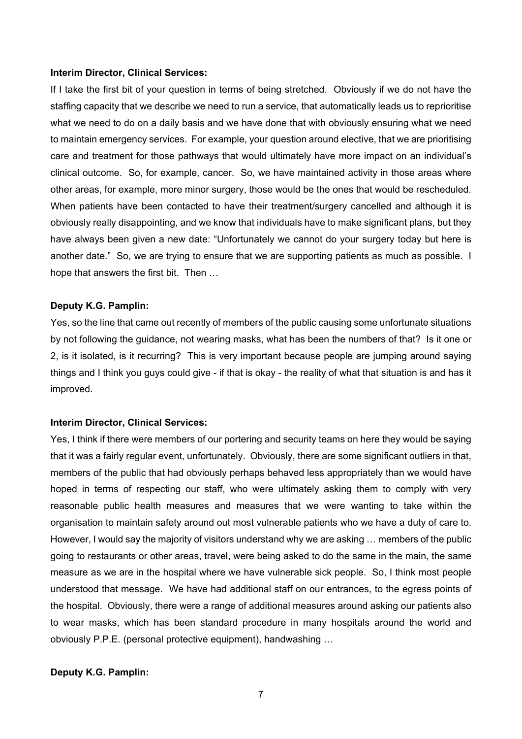**Interim Director, Clinical Services:**

If I take the first bit of your question in terms of being stretched. Obviously if we do not have the staffing capacity that we describe we need to run a service, that automatically leads us to reprioritise what we need to do on a daily basis and we have done that with obviously ensuring what we need to maintain emergency services. For example, your question around elective, that we are prioritising care and treatment for those pathways that would ultimately have more impact on an individual's clinical outcome. So, for example, cancer. So, we have maintained activity in those areas where other areas, for example, more minor surgery, those would be the ones that would be rescheduled. When patients have been contacted to have their treatment/surgery cancelled and although it is obviously really disappointing, and we know that individuals have to make significant plans, but they have always been given a new date: "Unfortunately we cannot do your surgery today but here is another date." So, we are trying to ensure that we are supporting patients as much as possible. I hope that answers the first bit. Then …

**Deputy K.G. Pamplin:**

Yes, so the line that came out recently of members of the public causing some unfortunate situations by not following the guidance, not wearing masks, what has been the numbers of that? Is it one or 2, is it isolated, is it recurring? This is very important because people are jumping around saying things and I think you guys could give - if that is okay - the reality of what that situation is and has it improved.

**Interim Director, Clinical Services:**

Yes, I think if there were members of our portering and security teams on here they would be saying that it was a fairly regular event, unfortunately. Obviously, there are some significant outliers in that, members of the public that had obviously perhaps behaved less appropriately than we would have hoped in terms of respecting our staff, who were ultimately asking them to comply with very reasonable public health measures and measures that we were wanting to take within the organisation to maintain safety around out most vulnerable patients who we have a duty of care to. However, I would say the majority of visitors understand why we are asking … members of the public going to restaurants or other areas, travel, were being asked to do the same in the main, the same measure as we are in the hospital where we have vulnerable sick people. So, I think most people understood that message. We have had additional staff on our entrances, to the egress points of the hospital. Obviously, there were a range of additional measures around asking our patients also to wear masks, which has been standard procedure in many hospitals around the world and obviously P.P.E. (personal protective equipment), handwashing …

**Deputy K.G. Pamplin:**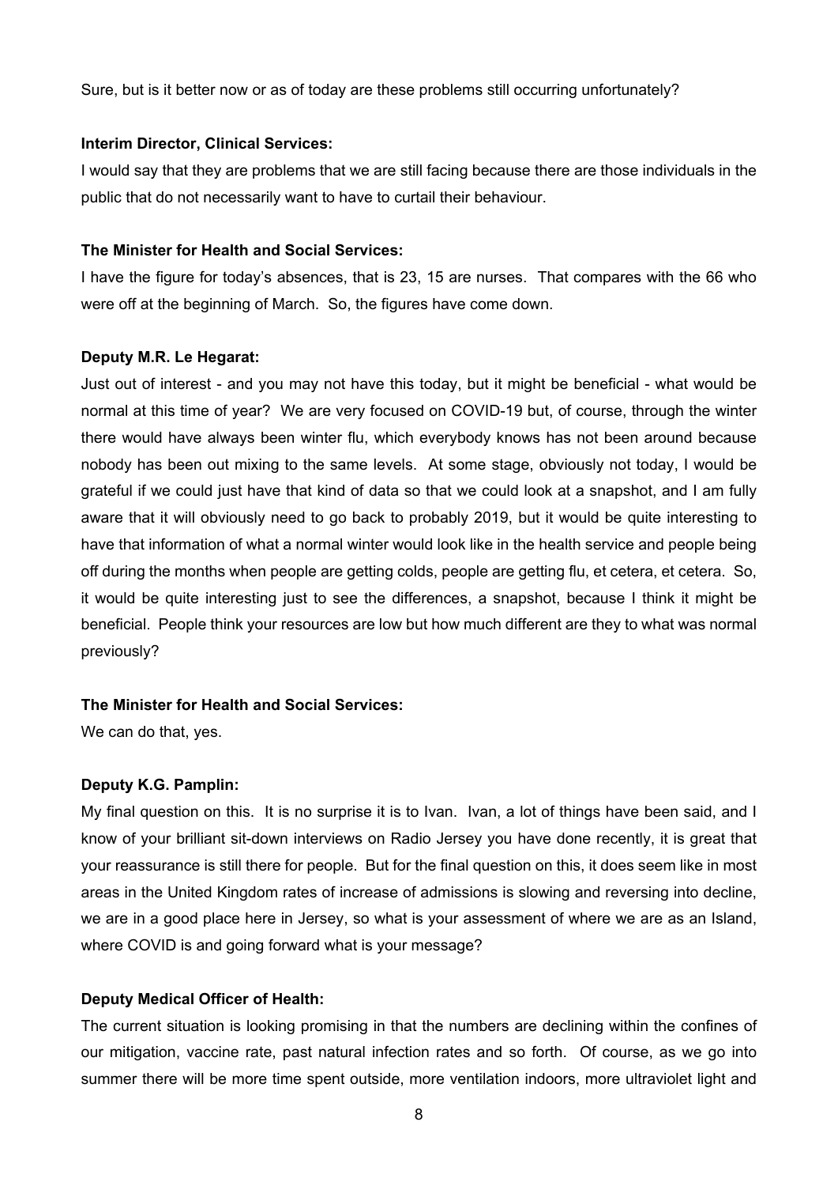Sure, but is it better now or as of today are these problems still occurring unfortunately?

**Interim Director, Clinical Services:**

I would say that they are problems that we are still facing because there are those individuals in the public that do not necessarily want to have to curtail their behaviour.

**The Minister for Health and Social Services:**

I have the figure for today's absences, that is 23, 15 are nurses. That compares with the 66 who were off at the beginning of March. So, the figures have come down.

**Deputy M.R. Le Hegarat:**

Just out of interest - and you may not have this today, but it might be beneficial - what would be normal at this time of year? We are very focused on COVID-19 but, of course, through the winter there would have always been winter flu, which everybody knows has not been around because nobody has been out mixing to the same levels. At some stage, obviously not today, I would be grateful if we could just have that kind of data so that we could look at a snapshot, and I am fully aware that it will obviously need to go back to probably 2019, but it would be quite interesting to have that information of what a normal winter would look like in the health service and people being off during the months when people are getting colds, people are getting flu, et cetera, et cetera. So, it would be quite interesting just to see the differences, a snapshot, because I think it might be beneficial. People think your resources are low but how much different are they to what was normal previously?

**The Minister for Health and Social Services:**

We can do that, yes.

**Deputy K.G. Pamplin:**

My final question on this. It is no surprise it is to Ivan. Ivan, a lot of things have been said, and I know of your brilliant sit-down interviews on Radio Jersey you have done recently, it is great that your reassurance is still there for people. But for the final question on this, it does seem like in most areas in the United Kingdom rates of increase of admissions is slowing and reversing into decline, we are in a good place here in Jersey, so what is your assessment of where we are as an Island, where COVID is and going forward what is your message?

**Deputy Medical Officer of Health:**

The current situation is looking promising in that the numbers are declining within the confines of our mitigation, vaccine rate, past natural infection rates and so forth. Of course, as we go into summer there will be more time spent outside, more ventilation indoors, more ultraviolet light and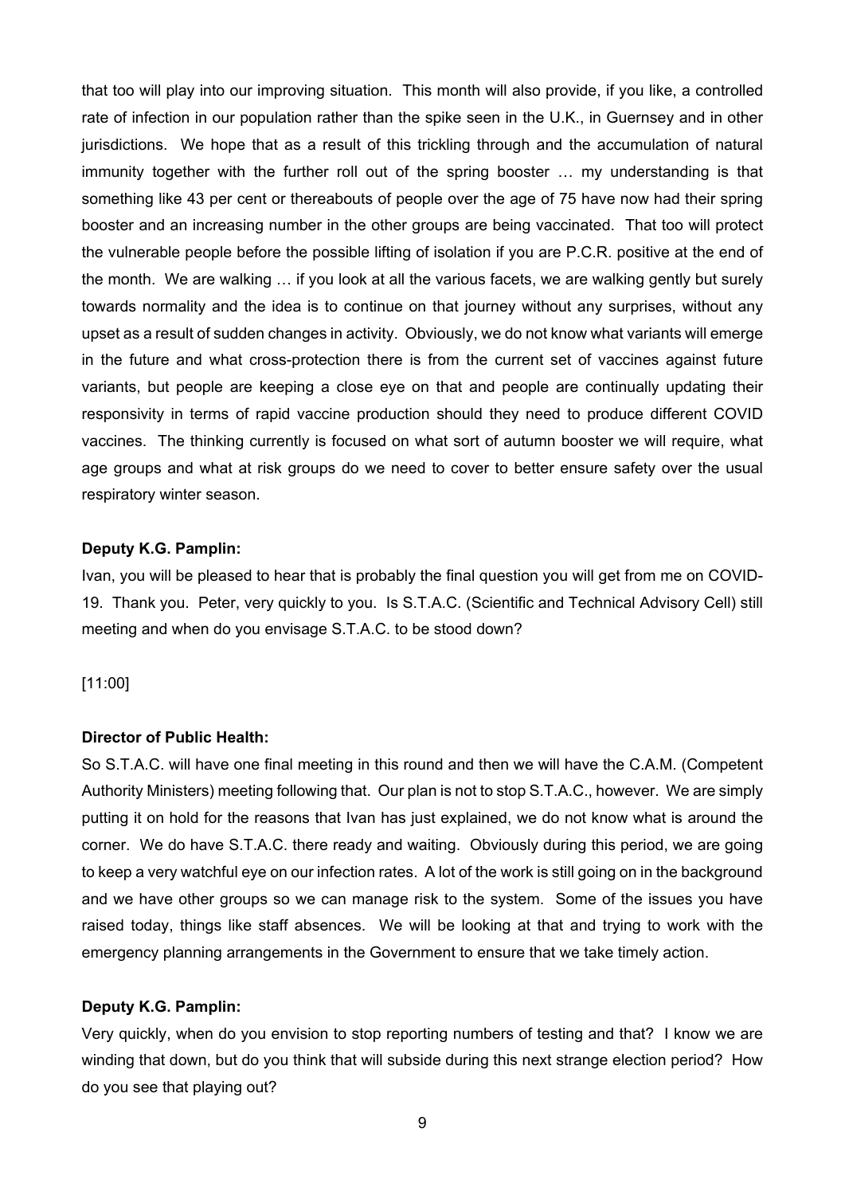that too will play into our improving situation. This month will also provide, if you like, a controlled rate of infection in our population rather than the spike seen in the U.K., in Guernsey and in other jurisdictions. We hope that as a result of this trickling through and the accumulation of natural immunity together with the further roll out of the spring booster … my understanding is that something like 43 per cent or thereabouts of people over the age of 75 have now had their spring booster and an increasing number in the other groups are being vaccinated. That too will protect the vulnerable people before the possible lifting of isolation if you are P.C.R. positive at the end of the month. We are walking … if you look at all the various facets, we are walking gently but surely towards normality and the idea is to continue on that journey without any surprises, without any upset as a result of sudden changes in activity. Obviously, we do not know what variants will emerge in the future and what cross-protection there is from the current set of vaccines against future variants, but people are keeping a close eye on that and people are continually updating their responsivity in terms of rapid vaccine production should they need to produce different COVID vaccines. The thinking currently is focused on what sort of autumn booster we will require, what age groups and what at risk groups do we need to cover to better ensure safety over the usual respiratory winter season.

**Deputy K.G. Pamplin:**

Ivan, you will be pleased to hear that is probably the final question you will get from me on COVID-19. Thank you. Peter, very quickly to you. Is S.T.A.C. (Scientific and Technical Advisory Cell) still meeting and when do you envisage S.T.A.C. to be stood down?

[11:00]

**Director of Public Health:**

So S.T.A.C. will have one final meeting in this round and then we will have the C.A.M. (Competent Authority Ministers) meeting following that. Our plan is not to stop S.T.A.C., however. We are simply putting it on hold for the reasons that Ivan has just explained, we do not know what is around the corner. We do have S.T.A.C. there ready and waiting. Obviously during this period, we are going to keep a very watchful eye on our infection rates. A lot of the work is still going on in the background and we have other groups so we can manage risk to the system. Some of the issues you have raised today, things like staff absences. We will be looking at that and trying to work with the emergency planning arrangements in the Government to ensure that we take timely action.

**Deputy K.G. Pamplin:**

Very quickly, when do you envision to stop reporting numbers of testing and that? I know we are winding that down, but do you think that will subside during this next strange election period? How do you see that playing out?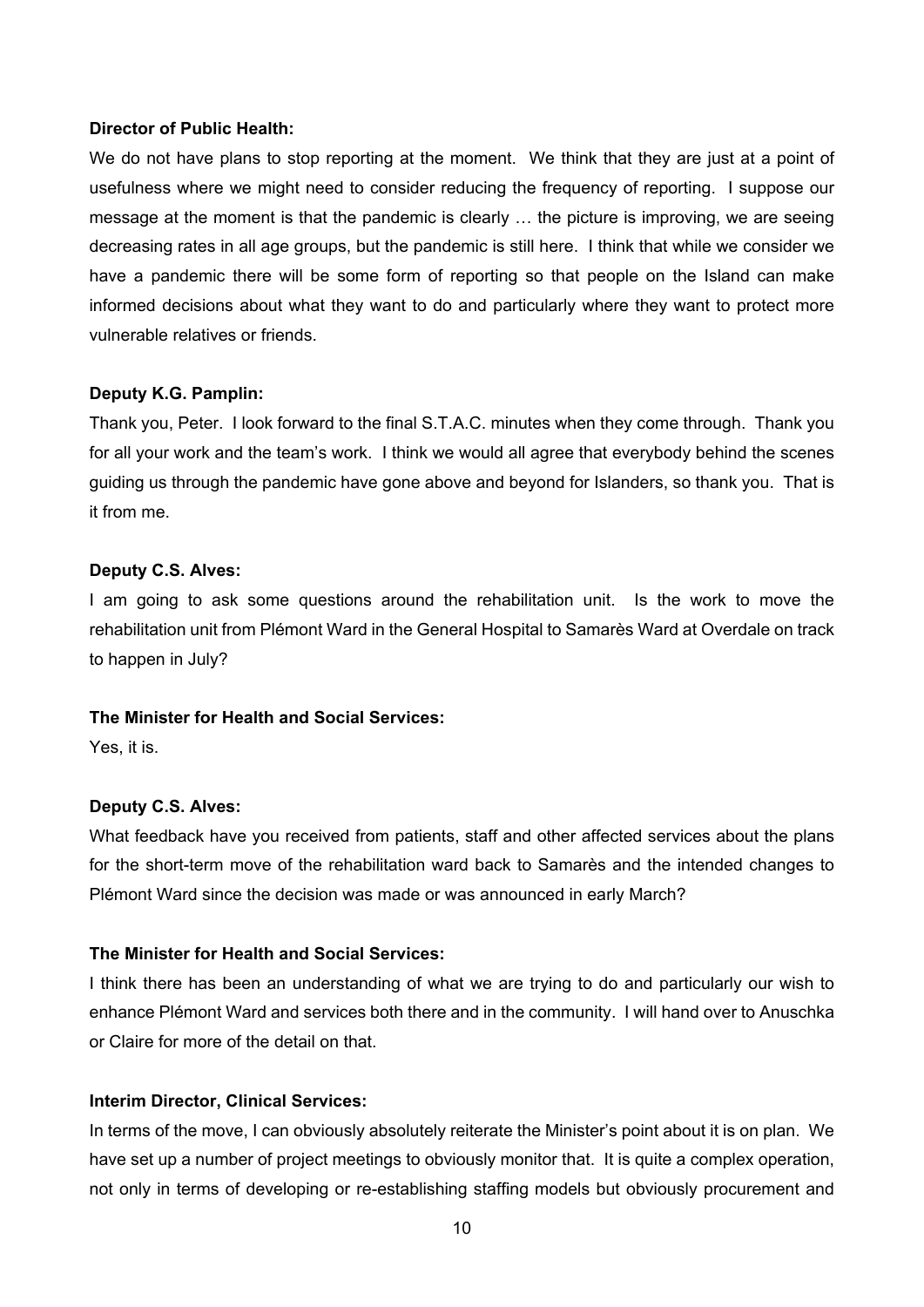**Director of Public Health:**

We do not have plans to stop reporting at the moment. We think that they are just at a point of usefulness where we might need to consider reducing the frequency of reporting. I suppose our message at the moment is that the pandemic is clearly … the picture is improving, we are seeing decreasing rates in all age groups, but the pandemic is still here. I think that while we consider we have a pandemic there will be some form of reporting so that people on the Island can make informed decisions about what they want to do and particularly where they want to protect more vulnerable relatives or friends.

**Deputy K.G. Pamplin:**

Thank you, Peter. I look forward to the final S.T.A.C. minutes when they come through. Thank you for all your work and the team's work. I think we would all agree that everybody behind the scenes guiding us through the pandemic have gone above and beyond for Islanders, so thank you. That is it from me.

**Deputy C.S. Alves:**

I am going to ask some questions around the rehabilitation unit. Is the work to move the rehabilitation unit from Plémont Ward in the General Hospital to Samarès Ward at Overdale on track to happen in July?

**The Minister for Health and Social Services:**

Yes, it is.

**Deputy C.S. Alves:**

What feedback have you received from patients, staff and other affected services about the plans for the short-term move of the rehabilitation ward back to Samarès and the intended changes to Plémont Ward since the decision was made or was announced in early March?

**The Minister for Health and Social Services:**

I think there has been an understanding of what we are trying to do and particularly our wish to enhance Plémont Ward and services both there and in the community. I will hand over to Anuschka or Claire for more of the detail on that.

**Interim Director, Clinical Services:**

In terms of the move, I can obviously absolutely reiterate the Minister's point about it is on plan. We have set up a number of project meetings to obviously monitor that. It is quite a complex operation, not only in terms of developing or re-establishing staffing models but obviously procurement and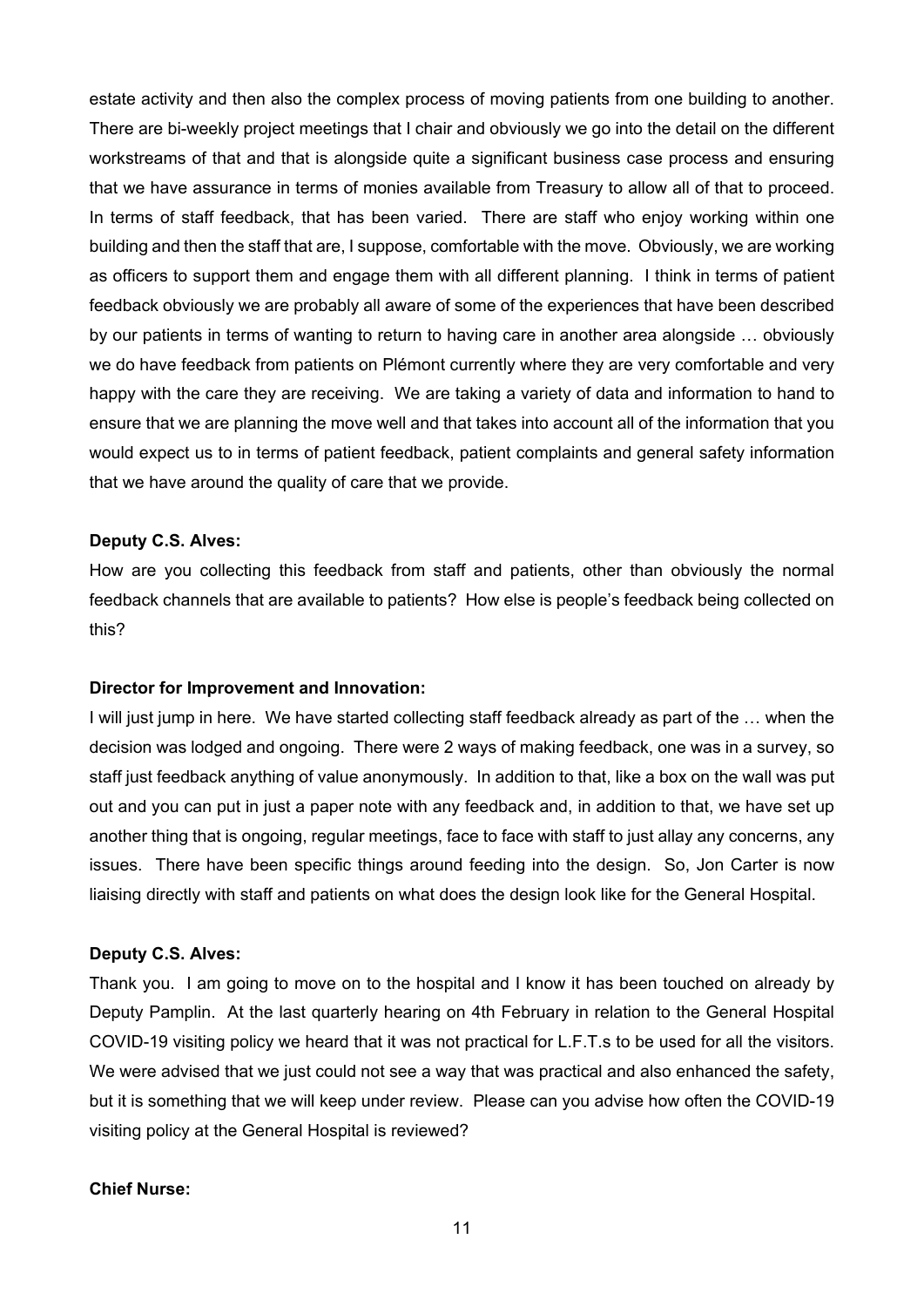estate activity and then also the complex process of moving patients from one building to another. There are bi-weekly project meetings that I chair and obviously we go into the detail on the different workstreams of that and that is alongside quite a significant business case process and ensuring that we have assurance in terms of monies available from Treasury to allow all of that to proceed. In terms of staff feedback, that has been varied. There are staff who enjoy working within one building and then the staff that are, I suppose, comfortable with the move. Obviously, we are working as officers to support them and engage them with all different planning. I think in terms of patient feedback obviously we are probably all aware of some of the experiences that have been described by our patients in terms of wanting to return to having care in another area alongside … obviously we do have feedback from patients on Plémont currently where they are very comfortable and very happy with the care they are receiving. We are taking a variety of data and information to hand to ensure that we are planning the move well and that takes into account all of the information that you would expect us to in terms of patient feedback, patient complaints and general safety information that we have around the quality of care that we provide.

**Deputy C.S. Alves:**

How are you collecting this feedback from staff and patients, other than obviously the normal feedback channels that are available to patients? How else is people's feedback being collected on this?

**Director for Improvement and Innovation:**

I will just jump in here. We have started collecting staff feedback already as part of the … when the decision was lodged and ongoing. There were 2 ways of making feedback, one was in a survey, so staff just feedback anything of value anonymously. In addition to that, like a box on the wall was put out and you can put in just a paper note with any feedback and, in addition to that, we have set up another thing that is ongoing, regular meetings, face to face with staff to just allay any concerns, any issues. There have been specific things around feeding into the design. So, Jon Carter is now liaising directly with staff and patients on what does the design look like for the General Hospital.

**Deputy C.S. Alves:**

Thank you. I am going to move on to the hospital and I know it has been touched on already by Deputy Pamplin. At the last quarterly hearing on 4th February in relation to the General Hospital COVID-19 visiting policy we heard that it was not practical for L.F.T.s to be used for all the visitors. We were advised that we just could not see a way that was practical and also enhanced the safety, but it is something that we will keep under review. Please can you advise how often the COVID-19 visiting policy at the General Hospital is reviewed?

**Chief Nurse:**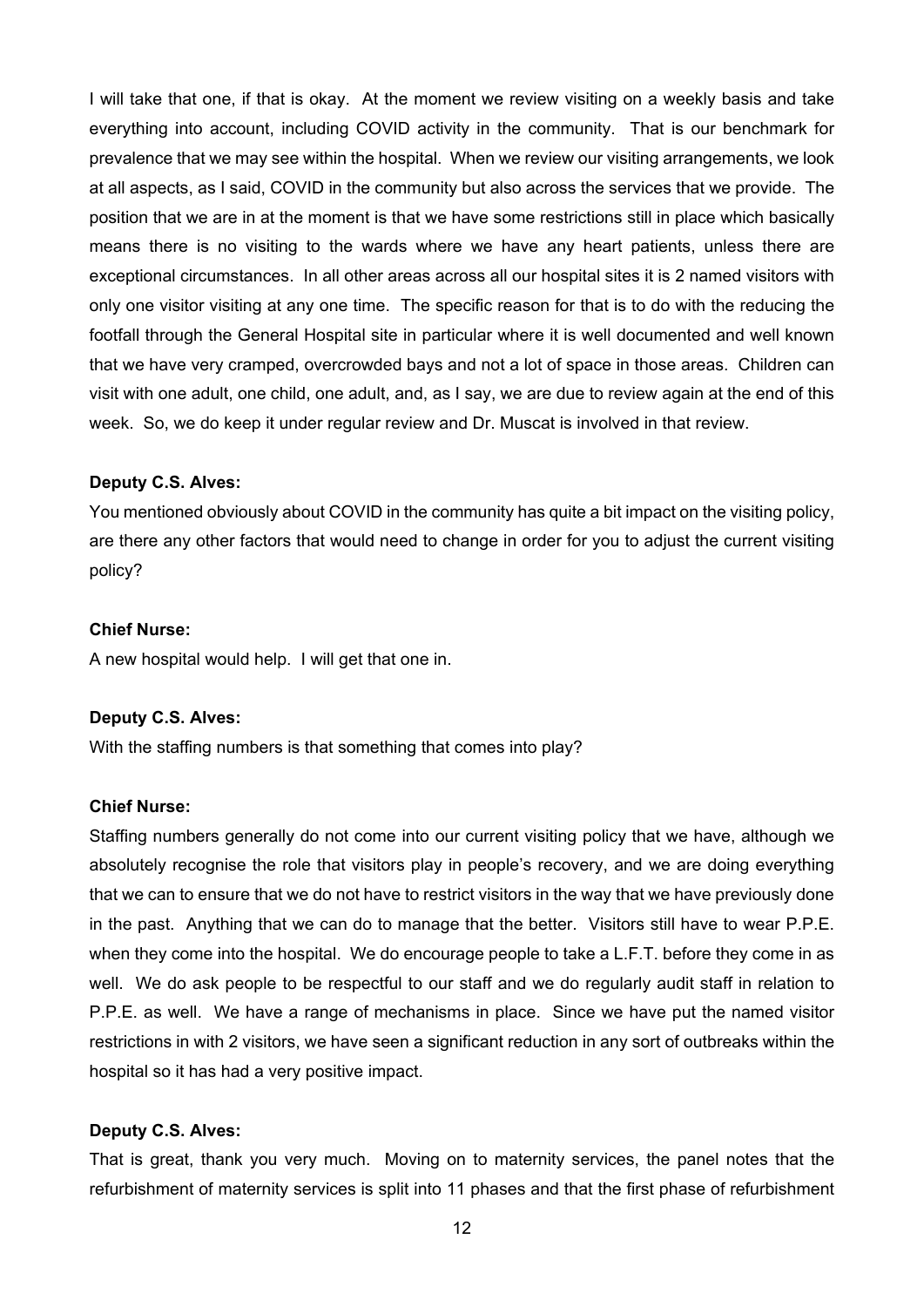I will take that one, if that is okay. At the moment we review visiting on a weekly basis and take everything into account, including COVID activity in the community. That is our benchmark for prevalence that we may see within the hospital. When we review our visiting arrangements, we look at all aspects, as I said, COVID in the community but also across the services that we provide. The position that we are in at the moment is that we have some restrictions still in place which basically means there is no visiting to the wards where we have any heart patients, unless there are exceptional circumstances. In all other areas across all our hospital sites it is 2 named visitors with only one visitor visiting at any one time. The specific reason for that is to do with the reducing the footfall through the General Hospital site in particular where it is well documented and well known that we have very cramped, overcrowded bays and not a lot of space in those areas. Children can visit with one adult, one child, one adult, and, as I say, we are due to review again at the end of this week. So, we do keep it under regular review and Dr. Muscat is involved in that review.

**Deputy C.S. Alves:**

You mentioned obviously about COVID in the community has quite a bit impact on the visiting policy, are there any other factors that would need to change in order for you to adjust the current visiting policy?

**Chief Nurse:**

A new hospital would help. I will get that one in.

**Deputy C.S. Alves:**

With the staffing numbers is that something that comes into play?

**Chief Nurse:**

Staffing numbers generally do not come into our current visiting policy that we have, although we absolutely recognise the role that visitors play in people's recovery, and we are doing everything that we can to ensure that we do not have to restrict visitors in the way that we have previously done in the past. Anything that we can do to manage that the better. Visitors still have to wear P.P.E. when they come into the hospital. We do encourage people to take a L.F.T. before they come in as well. We do ask people to be respectful to our staff and we do regularly audit staff in relation to P.P.E. as well. We have a range of mechanisms in place. Since we have put the named visitor restrictions in with 2 visitors, we have seen a significant reduction in any sort of outbreaks within the hospital so it has had a very positive impact.

**Deputy C.S. Alves:**

That is great, thank you very much. Moving on to maternity services, the panel notes that the refurbishment of maternity services is split into 11 phases and that the first phase of refurbishment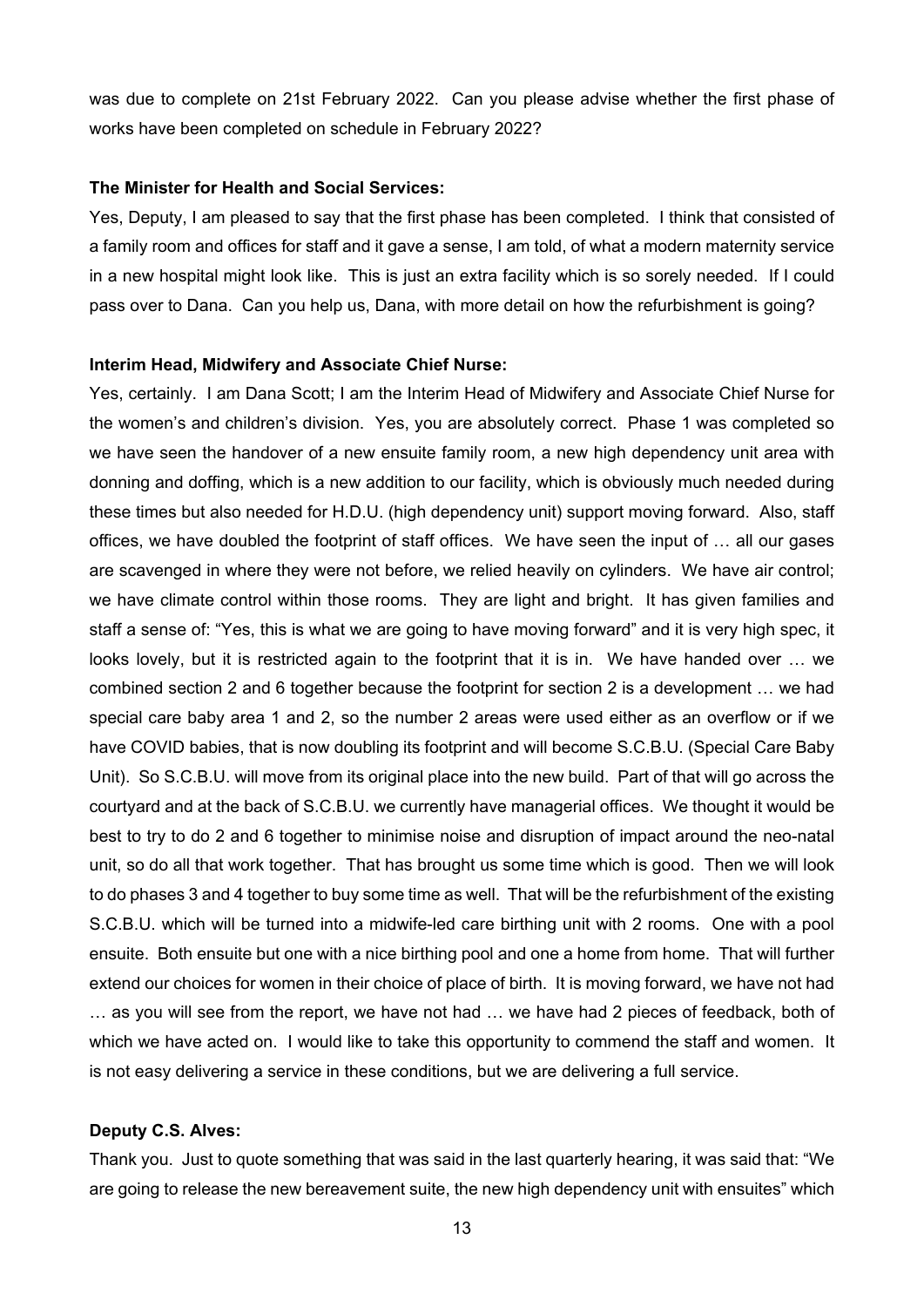was due to complete on 21st February 2022. Can you please advise whether the first phase of works have been completed on schedule in February 2022?

**The Minister for Health and Social Services:**

Yes, Deputy, I am pleased to say that the first phase has been completed. I think that consisted of a family room and offices for staff and it gave a sense, I am told, of what a modern maternity service in a new hospital might look like. This is just an extra facility which is so sorely needed. If I could pass over to Dana. Can you help us, Dana, with more detail on how the refurbishment is going?

**Interim Head, Midwifery and Associate Chief Nurse:**

Yes, certainly. I am Dana Scott; I am the Interim Head of Midwifery and Associate Chief Nurse for the women's and children's division. Yes, you are absolutely correct. Phase 1 was completed so we have seen the handover of a new ensuite family room, a new high dependency unit area with donning and doffing, which is a new addition to our facility, which is obviously much needed during these times but also needed for H.D.U. (high dependency unit) support moving forward. Also, staff offices, we have doubled the footprint of staff offices. We have seen the input of … all our gases are scavenged in where they were not before, we relied heavily on cylinders. We have air control; we have climate control within those rooms. They are light and bright. It has given families and staff a sense of: "Yes, this is what we are going to have moving forward" and it is very high spec, it looks lovely, but it is restricted again to the footprint that it is in. We have handed over … we combined section 2 and 6 together because the footprint for section 2 is a development … we had special care baby area 1 and 2, so the number 2 areas were used either as an overflow or if we have COVID babies, that is now doubling its footprint and will become S.C.B.U. (Special Care Baby Unit). So S.C.B.U. will move from its original place into the new build. Part of that will go across the courtyard and at the back of S.C.B.U. we currently have managerial offices. We thought it would be best to try to do 2 and 6 together to minimise noise and disruption of impact around the neo-natal unit, so do all that work together. That has brought us some time which is good. Then we will look to do phases 3 and 4 together to buy some time as well. That will be the refurbishment of the existing S.C.B.U. which will be turned into a midwife-led care birthing unit with 2 rooms. One with a pool ensuite. Both ensuite but one with a nice birthing pool and one a home from home. That will further extend our choices for women in their choice of place of birth. It is moving forward, we have not had … as you will see from the report, we have not had … we have had 2 pieces of feedback, both of which we have acted on. I would like to take this opportunity to commend the staff and women. It is not easy delivering a service in these conditions, but we are delivering a full service.

**Deputy C.S. Alves:**

Thank you. Just to quote something that was said in the last quarterly hearing, it was said that: "We are going to release the new bereavement suite, the new high dependency unit with ensuites" which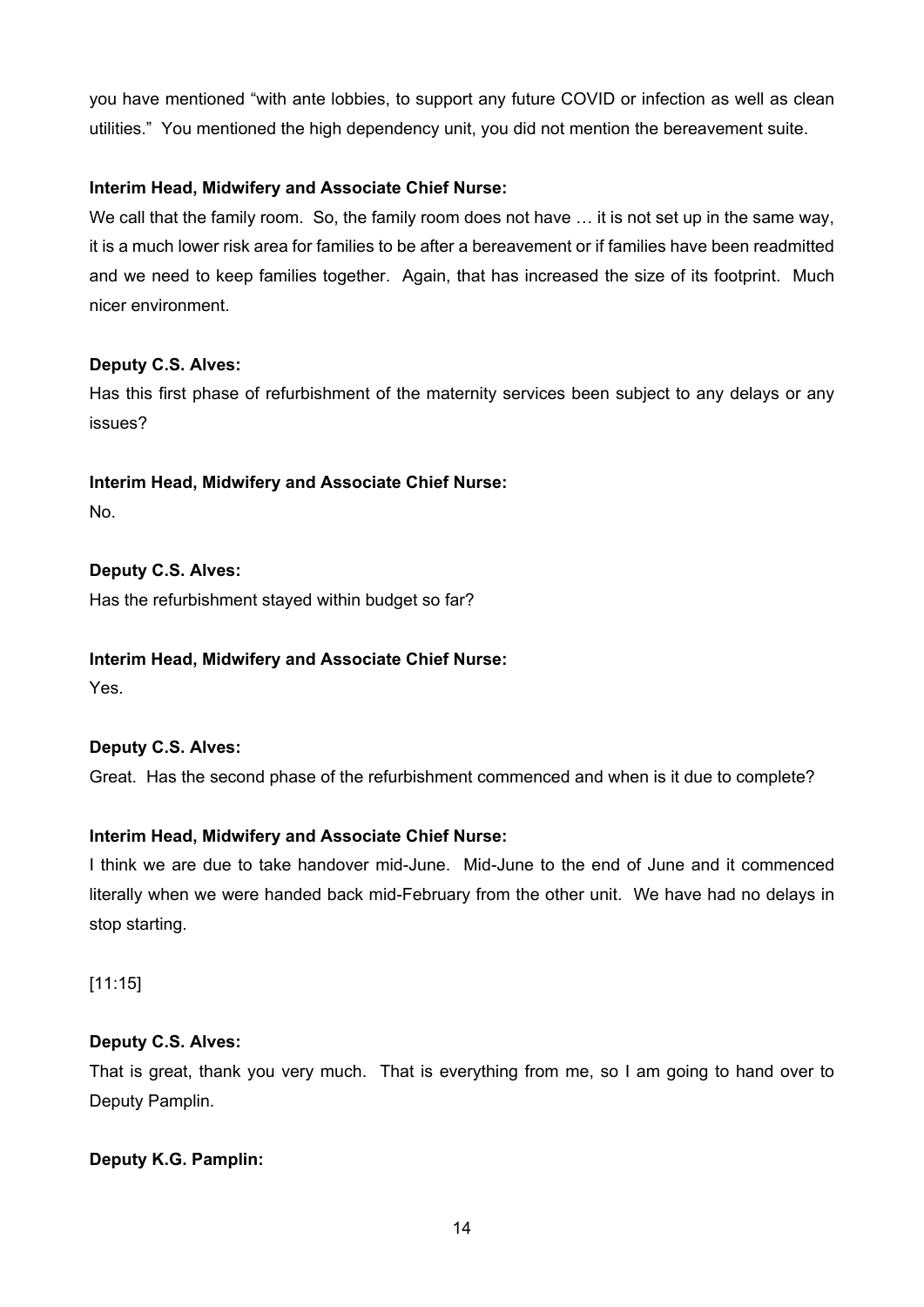you have mentioned "with ante lobbies, to support any future COVID or infection as well as clean utilities." You mentioned the high dependency unit, you did not mention the bereavement suite.

**Interim Head, Midwifery and Associate Chief Nurse:**

We call that the family room. So, the family room does not have … it is not set up in the same way, it is a much lower risk area for families to be after a bereavement or if families have been readmitted and we need to keep families together. Again, that has increased the size of its footprint. Much nicer environment.

**Deputy C.S. Alves:**

Has this first phase of refurbishment of the maternity services been subject to any delays or any issues?

**Interim Head, Midwifery and Associate Chief Nurse:**

No.

**Deputy C.S. Alves:**

Has the refurbishment stayed within budget so far?

**Interim Head, Midwifery and Associate Chief Nurse:**

Yes.

**Deputy C.S. Alves:**

Great. Has the second phase of the refurbishment commenced and when is it due to complete?

**Interim Head, Midwifery and Associate Chief Nurse:**

I think we are due to take handover mid-June. Mid-June to the end of June and it commenced literally when we were handed back mid-February from the other unit. We have had no delays in stop starting.

[11:15]

**Deputy C.S. Alves:**

That is great, thank you very much. That is everything from me, so I am going to hand over to Deputy Pamplin.

**Deputy K.G. Pamplin:**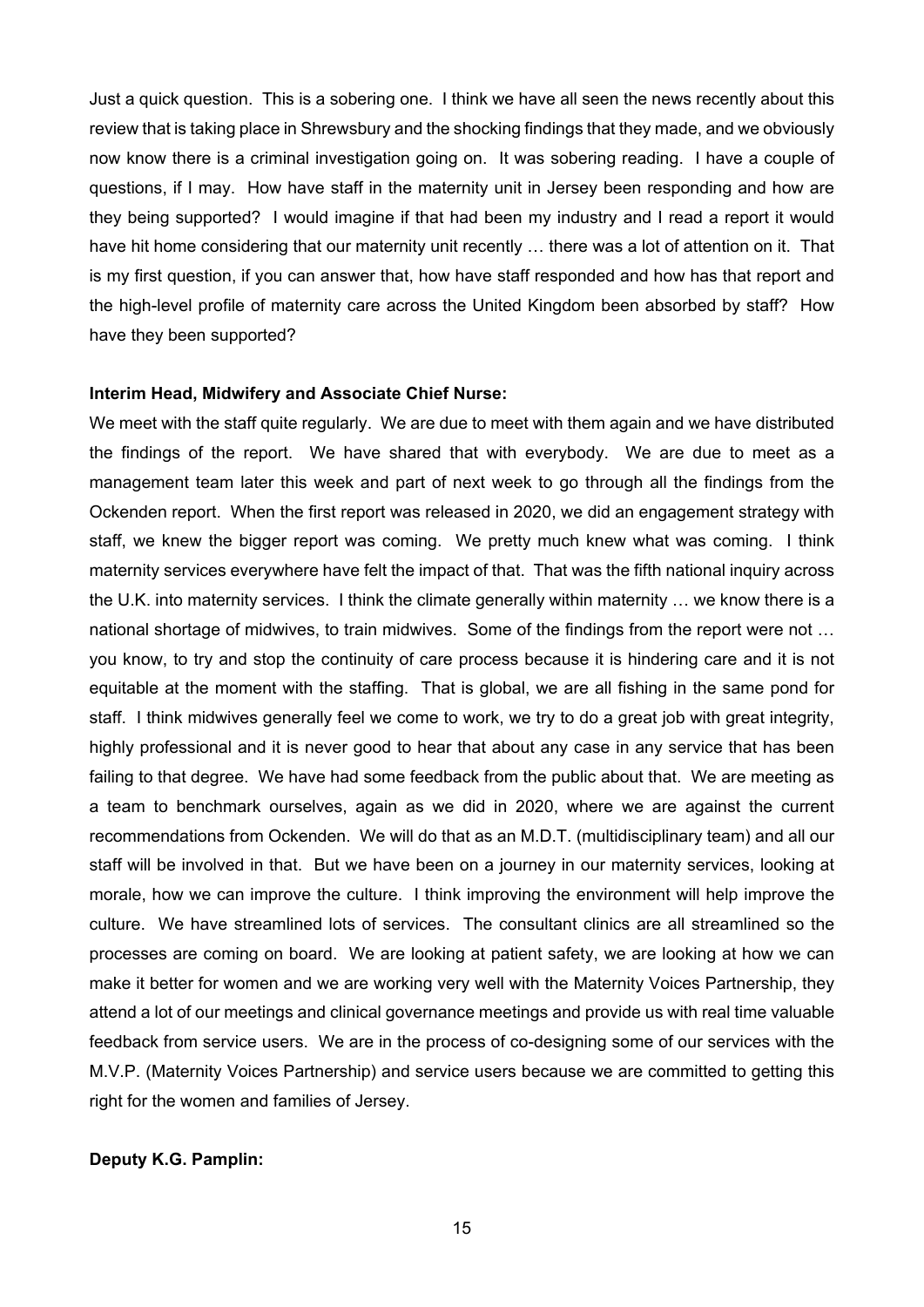Just a quick question. This is a sobering one. I think we have all seen the news recently about this review that is taking place in Shrewsbury and the shocking findings that they made, and we obviously now know there is a criminal investigation going on. It was sobering reading. I have a couple of questions, if I may. How have staff in the maternity unit in Jersey been responding and how are they being supported? I would imagine if that had been my industry and I read a report it would have hit home considering that our maternity unit recently … there was a lot of attention on it. That is my first question, if you can answer that, how have staff responded and how has that report and the high-level profile of maternity care across the United Kingdom been absorbed by staff? How have they been supported?

**Interim Head, Midwifery and Associate Chief Nurse:**

We meet with the staff quite regularly. We are due to meet with them again and we have distributed the findings of the report. We have shared that with everybody. We are due to meet as a management team later this week and part of next week to go through all the findings from the Ockenden report. When the first report was released in 2020, we did an engagement strategy with staff, we knew the bigger report was coming. We pretty much knew what was coming. I think maternity services everywhere have felt the impact of that. That was the fifth national inquiry across the U.K. into maternity services. I think the climate generally within maternity … we know there is a national shortage of midwives, to train midwives. Some of the findings from the report were not … you know, to try and stop the continuity of care process because it is hindering care and it is not equitable at the moment with the staffing. That is global, we are all fishing in the same pond for staff. I think midwives generally feel we come to work, we try to do a great job with great integrity, highly professional and it is never good to hear that about any case in any service that has been failing to that degree. We have had some feedback from the public about that. We are meeting as a team to benchmark ourselves, again as we did in 2020, where we are against the current recommendations from Ockenden. We will do that as an M.D.T. (multidisciplinary team) and all our staff will be involved in that. But we have been on a journey in our maternity services, looking at morale, how we can improve the culture. I think improving the environment will help improve the culture. We have streamlined lots of services. The consultant clinics are all streamlined so the processes are coming on board. We are looking at patient safety, we are looking at how we can make it better for women and we are working very well with the Maternity Voices Partnership, they attend a lot of our meetings and clinical governance meetings and provide us with real time valuable feedback from service users. We are in the process of co-designing some of our services with the M.V.P. (Maternity Voices Partnership) and service users because we are committed to getting this right for the women and families of Jersey.

**Deputy K.G. Pamplin:**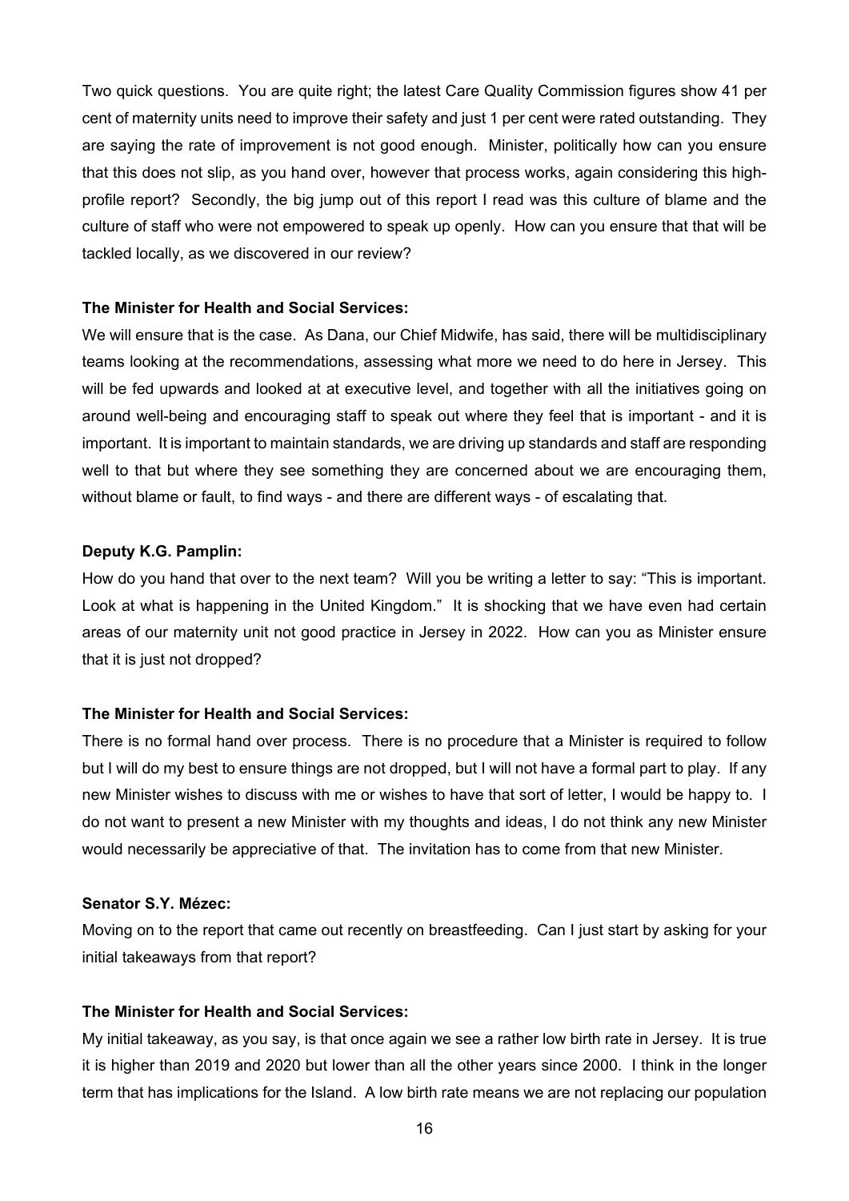Two quick questions. You are quite right; the latest Care Quality Commission figures show 41 per cent of maternity units need to improve their safety and just 1 per cent were rated outstanding. They are saying the rate of improvement is not good enough. Minister, politically how can you ensure that this does not slip, as you hand over, however that process works, again considering this high-profile report? Secondly, the big jump out of this report I read was this culture of blame and the culture of staff who were not empowered to speak up openly. How can you ensure that that will be tackled locally, as we discovered in our review?

**The Minister for Health and Social Services:**

We will ensure that is the case. As Dana, our Chief Midwife, has said, there will be multidisciplinary teams looking at the recommendations, assessing what more we need to do here in Jersey. This will be fed upwards and looked at at executive level, and together with all the initiatives going on around well-being and encouraging staff to speak out where they feel that is important - and it is important. It is important to maintain standards, we are driving up standards and staff are responding well to that but where they see something they are concerned about we are encouraging them, without blame or fault, to find ways - and there are different ways - of escalating that.

**Deputy K.G. Pamplin:**

How do you hand that over to the next team? Will you be writing a letter to say: "This is important. Look at what is happening in the United Kingdom." It is shocking that we have even had certain areas of our maternity unit not good practice in Jersey in 2022. How can you as Minister ensure that it is just not dropped?

**The Minister for Health and Social Services:**

There is no formal hand over process. There is no procedure that a Minister is required to follow but I will do my best to ensure things are not dropped, but I will not have a formal part to play. If any new Minister wishes to discuss with me or wishes to have that sort of letter, I would be happy to. I do not want to present a new Minister with my thoughts and ideas, I do not think any new Minister would necessarily be appreciative of that. The invitation has to come from that new Minister.

**Senator S.Y. Mézec:**

Moving on to the report that came out recently on breastfeeding. Can I just start by asking for your initial takeaways from that report?

**The Minister for Health and Social Services:**

My initial takeaway, as you say, is that once again we see a rather low birth rate in Jersey. It is true it is higher than 2019 and 2020 but lower than all the other years since 2000. I think in the longer term that has implications for the Island. A low birth rate means we are not replacing our population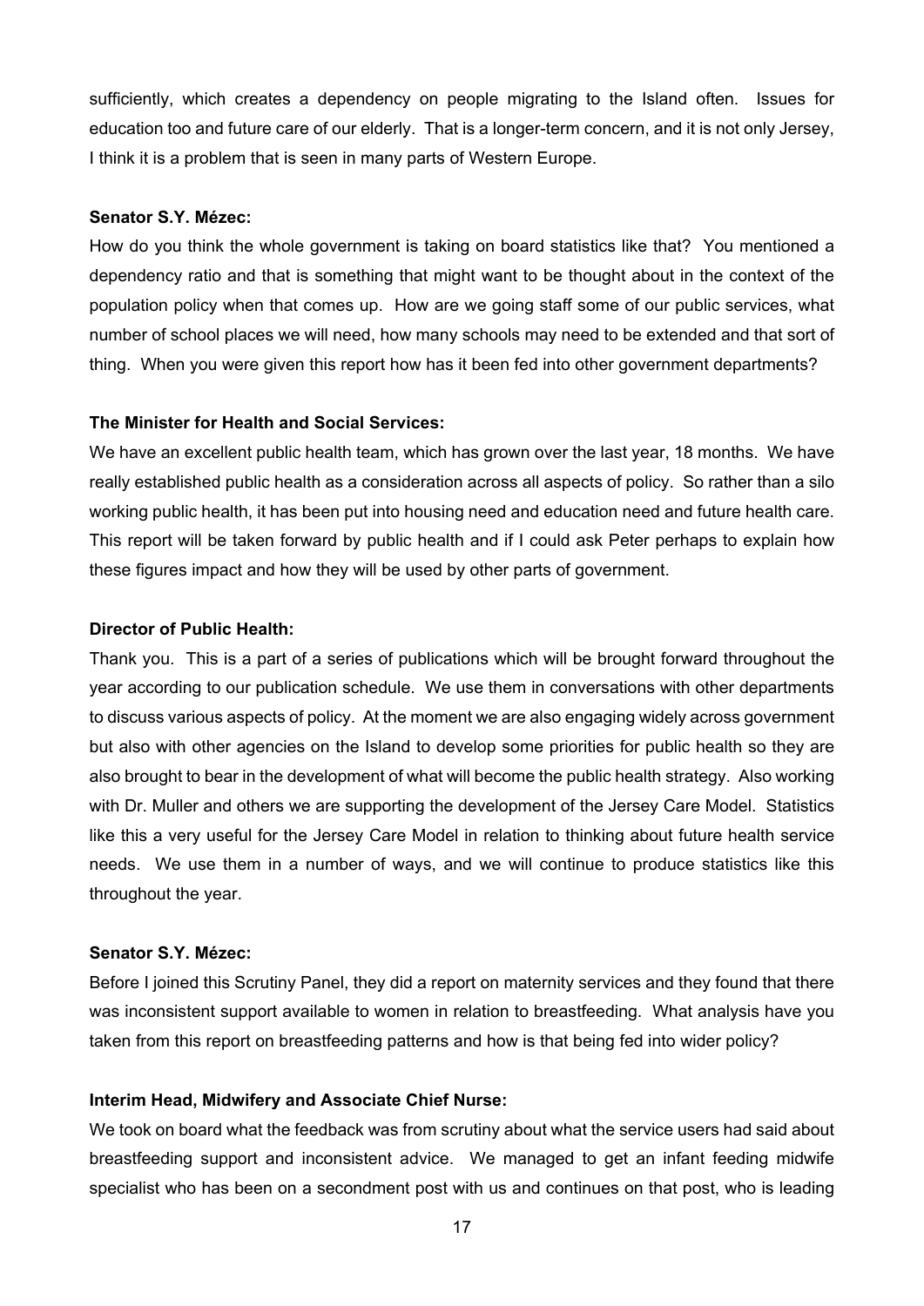sufficiently, which creates a dependency on people migrating to the Island often. Issues for education too and future care of our elderly. That is a longer-term concern, and it is not only Jersey, I think it is a problem that is seen in many parts of Western Europe.

**Senator S.Y. Mézec:**

How do you think the whole government is taking on board statistics like that? You mentioned a dependency ratio and that is something that might want to be thought about in the context of the population policy when that comes up. How are we going staff some of our public services, what number of school places we will need, how many schools may need to be extended and that sort of thing. When you were given this report how has it been fed into other government departments?

**The Minister for Health and Social Services:**

We have an excellent public health team, which has grown over the last year, 18 months. We have really established public health as a consideration across all aspects of policy. So rather than a silo working public health, it has been put into housing need and education need and future health care. This report will be taken forward by public health and if I could ask Peter perhaps to explain how these figures impact and how they will be used by other parts of government.

**Director of Public Health:**

Thank you. This is a part of a series of publications which will be brought forward throughout the year according to our publication schedule. We use them in conversations with other departments to discuss various aspects of policy. At the moment we are also engaging widely across government but also with other agencies on the Island to develop some priorities for public health so they are also brought to bear in the development of what will become the public health strategy. Also working with Dr. Muller and others we are supporting the development of the Jersey Care Model. Statistics like this a very useful for the Jersey Care Model in relation to thinking about future health service needs. We use them in a number of ways, and we will continue to produce statistics like this throughout the year.

**Senator S.Y. Mézec:**

Before I joined this Scrutiny Panel, they did a report on maternity services and they found that there was inconsistent support available to women in relation to breastfeeding. What analysis have you taken from this report on breastfeeding patterns and how is that being fed into wider policy?

**Interim Head, Midwifery and Associate Chief Nurse:**

We took on board what the feedback was from scrutiny about what the service users had said about breastfeeding support and inconsistent advice. We managed to get an infant feeding midwife specialist who has been on a secondment post with us and continues on that post, who is leading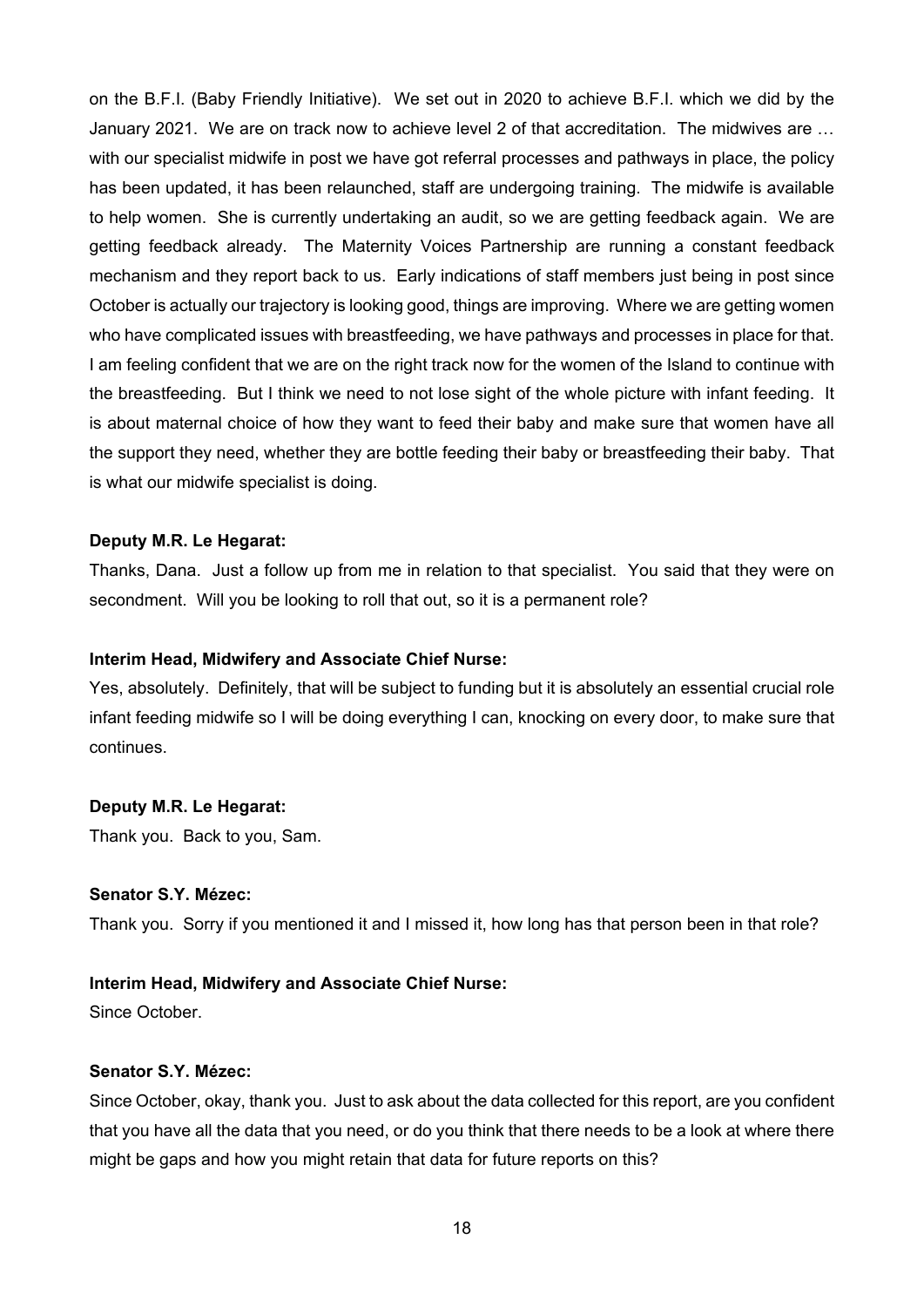on the B.F.I. (Baby Friendly Initiative). We set out in 2020 to achieve B.F.I. which we did by the January 2021. We are on track now to achieve level 2 of that accreditation. The midwives are … with our specialist midwife in post we have got referral processes and pathways in place, the policy has been updated, it has been relaunched, staff are undergoing training. The midwife is available to help women. She is currently undertaking an audit, so we are getting feedback again. We are getting feedback already. The Maternity Voices Partnership are running a constant feedback mechanism and they report back to us. Early indications of staff members just being in post since October is actually our trajectory is looking good, things are improving. Where we are getting women who have complicated issues with breastfeeding, we have pathways and processes in place for that. I am feeling confident that we are on the right track now for the women of the Island to continue with the breastfeeding. But I think we need to not lose sight of the whole picture with infant feeding. It is about maternal choice of how they want to feed their baby and make sure that women have all the support they need, whether they are bottle feeding their baby or breastfeeding their baby. That is what our midwife specialist is doing.

**Deputy M.R. Le Hegarat:**

Thanks, Dana. Just a follow up from me in relation to that specialist. You said that they were on secondment. Will you be looking to roll that out, so it is a permanent role?

**Interim Head, Midwifery and Associate Chief Nurse:**

Yes, absolutely. Definitely, that will be subject to funding but it is absolutely an essential crucial role infant feeding midwife so I will be doing everything I can, knocking on every door, to make sure that continues.

**Deputy M.R. Le Hegarat:**

Thank you. Back to you, Sam.

**Senator S.Y. Mézec:**

Thank you. Sorry if you mentioned it and I missed it, how long has that person been in that role?

**Interim Head, Midwifery and Associate Chief Nurse:**

Since October.

**Senator S.Y. Mézec:**

Since October, okay, thank you. Just to ask about the data collected for this report, are you confident that you have all the data that you need, or do you think that there needs to be a look at where there might be gaps and how you might retain that data for future reports on this?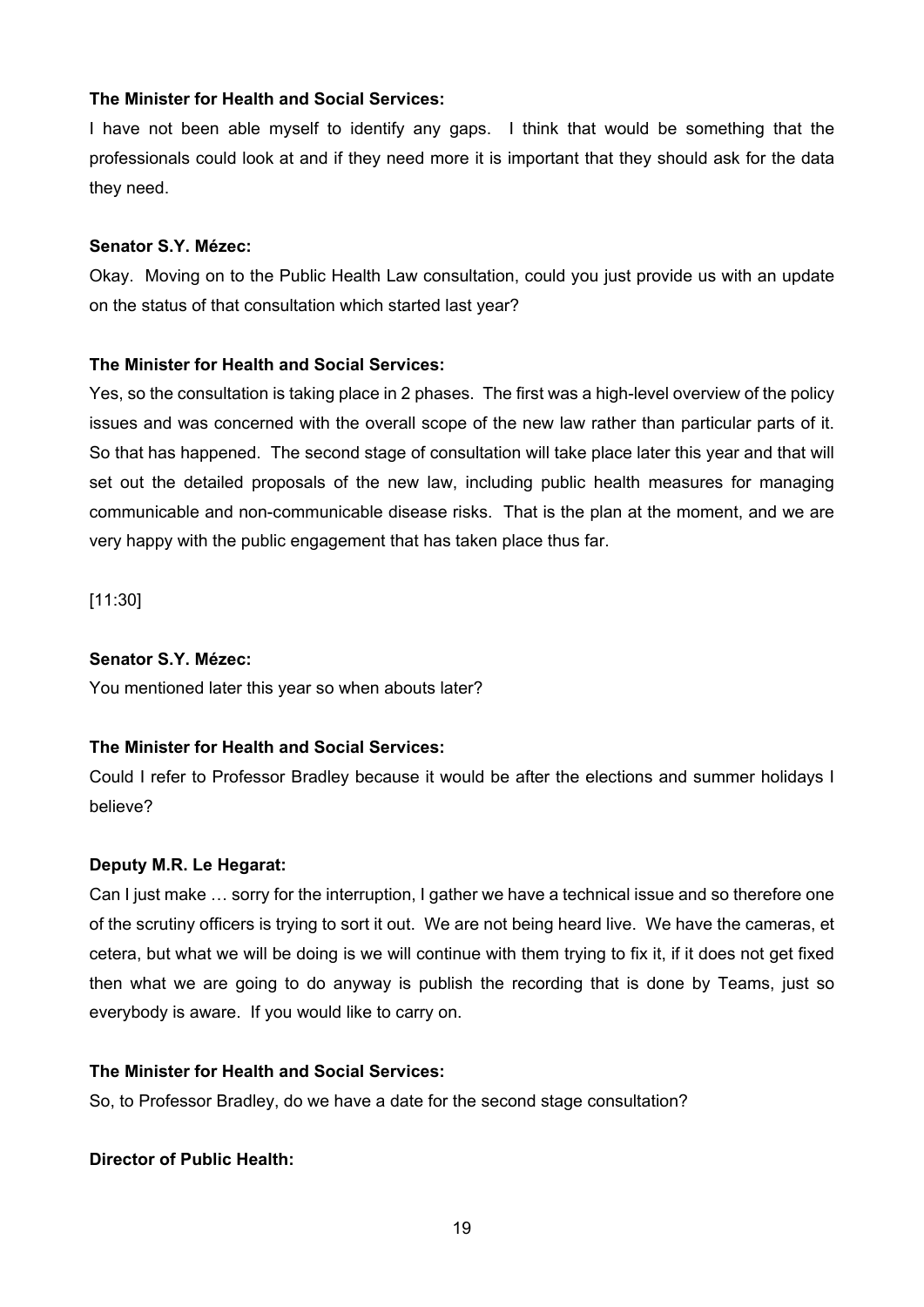**The Minister for Health and Social Services:**

I have not been able myself to identify any gaps. I think that would be something that the professionals could look at and if they need more it is important that they should ask for the data they need.

**Senator S.Y. Mézec:**

Okay. Moving on to the Public Health Law consultation, could you just provide us with an update on the status of that consultation which started last year?

**The Minister for Health and Social Services:**

Yes, so the consultation is taking place in 2 phases. The first was a high-level overview of the policy issues and was concerned with the overall scope of the new law rather than particular parts of it. So that has happened. The second stage of consultation will take place later this year and that will set out the detailed proposals of the new law, including public health measures for managing communicable and non-communicable disease risks. That is the plan at the moment, and we are very happy with the public engagement that has taken place thus far.

[11:30]

**Senator S.Y. Mézec:**

You mentioned later this year so when abouts later?

**The Minister for Health and Social Services:**

Could I refer to Professor Bradley because it would be after the elections and summer holidays I believe?

**Deputy M.R. Le Hegarat:**

Can I just make … sorry for the interruption, I gather we have a technical issue and so therefore one of the scrutiny officers is trying to sort it out. We are not being heard live. We have the cameras, et cetera, but what we will be doing is we will continue with them trying to fix it, if it does not get fixed then what we are going to do anyway is publish the recording that is done by Teams, just so everybody is aware. If you would like to carry on.

**The Minister for Health and Social Services:**

So, to Professor Bradley, do we have a date for the second stage consultation?

**Director of Public Health:**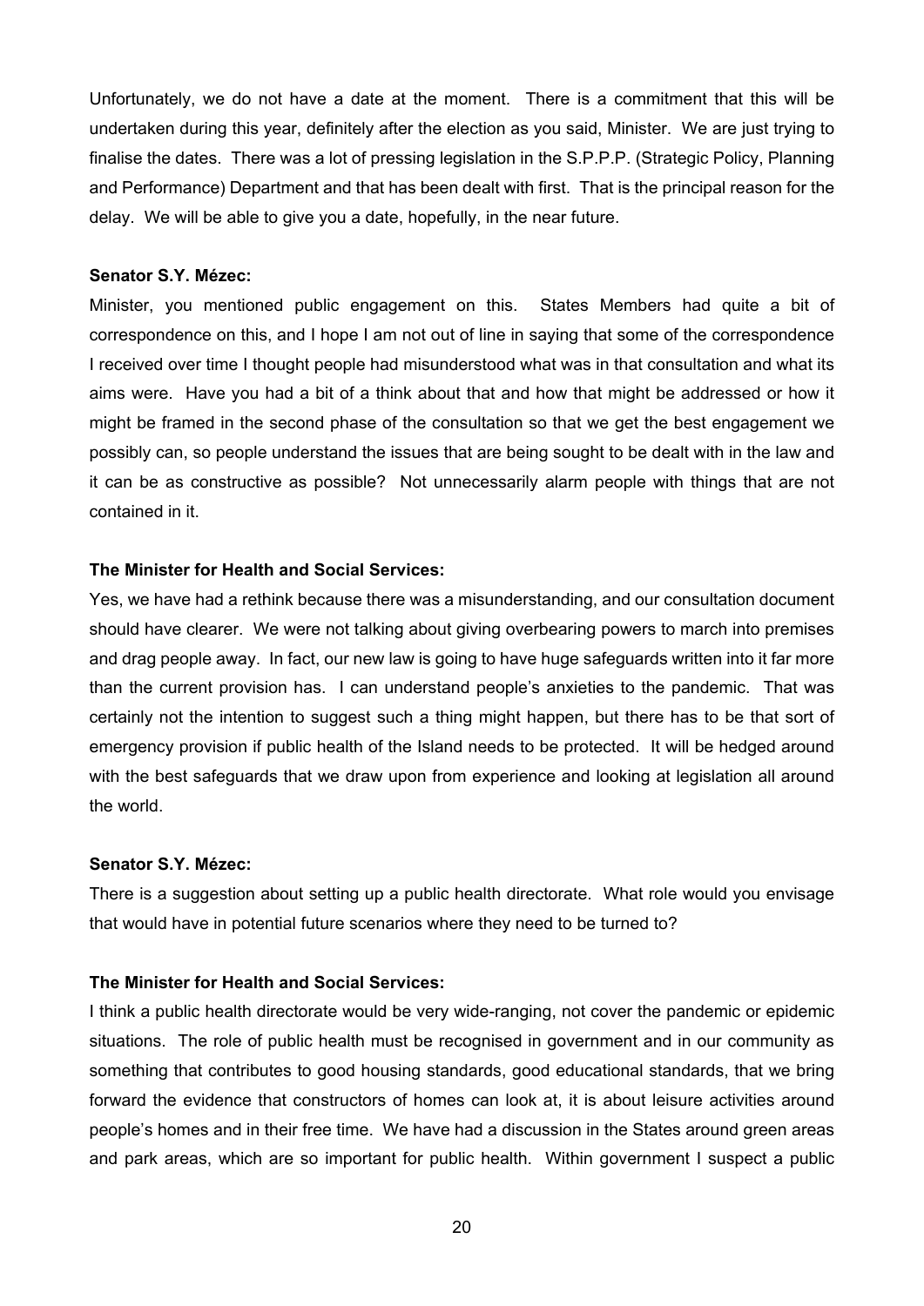Unfortunately, we do not have a date at the moment. There is a commitment that this will be undertaken during this year, definitely after the election as you said, Minister. We are just trying to finalise the dates. There was a lot of pressing legislation in the S.P.P.P. (Strategic Policy, Planning and Performance) Department and that has been dealt with first. That is the principal reason for the delay. We will be able to give you a date, hopefully, in the near future.

**Senator S.Y. Mézec:**

Minister, you mentioned public engagement on this. States Members had quite a bit of correspondence on this, and I hope I am not out of line in saying that some of the correspondence I received over time I thought people had misunderstood what was in that consultation and what its aims were. Have you had a bit of a think about that and how that might be addressed or how it might be framed in the second phase of the consultation so that we get the best engagement we possibly can, so people understand the issues that are being sought to be dealt with in the law and it can be as constructive as possible? Not unnecessarily alarm people with things that are not contained in it.

**The Minister for Health and Social Services:**

Yes, we have had a rethink because there was a misunderstanding, and our consultation document should have clearer. We were not talking about giving overbearing powers to march into premises and drag people away. In fact, our new law is going to have huge safeguards written into it far more than the current provision has. I can understand people's anxieties to the pandemic. That was certainly not the intention to suggest such a thing might happen, but there has to be that sort of emergency provision if public health of the Island needs to be protected. It will be hedged around with the best safeguards that we draw upon from experience and looking at legislation all around the world.

**Senator S.Y. Mézec:**

There is a suggestion about setting up a public health directorate. What role would you envisage that would have in potential future scenarios where they need to be turned to?

**The Minister for Health and Social Services:**

I think a public health directorate would be very wide-ranging, not cover the pandemic or epidemic situations. The role of public health must be recognised in government and in our community as something that contributes to good housing standards, good educational standards, that we bring forward the evidence that constructors of homes can look at, it is about leisure activities around people's homes and in their free time. We have had a discussion in the States around green areas and park areas, which are so important for public health. Within government I suspect a public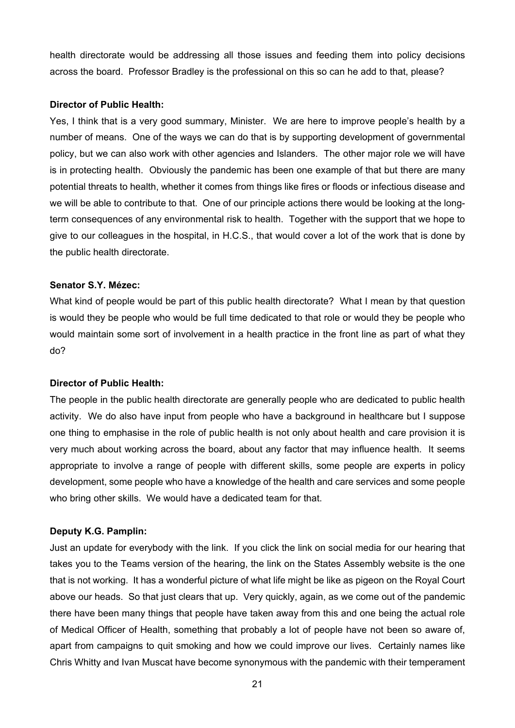health directorate would be addressing all those issues and feeding them into policy decisions across the board. Professor Bradley is the professional on this so can he add to that, please?

**Director of Public Health:**

Yes, I think that is a very good summary, Minister. We are here to improve people's health by a number of means. One of the ways we can do that is by supporting development of governmental policy, but we can also work with other agencies and Islanders. The other major role we will have is in protecting health. Obviously the pandemic has been one example of that but there are many potential threats to health, whether it comes from things like fires or floods or infectious disease and we will be able to contribute to that. One of our principle actions there would be looking at the long-term consequences of any environmental risk to health. Together with the support that we hope to give to our colleagues in the hospital, in H.C.S., that would cover a lot of the work that is done by the public health directorate.

**Senator S.Y. Mézec:**

What kind of people would be part of this public health directorate? What I mean by that question is would they be people who would be full time dedicated to that role or would they be people who would maintain some sort of involvement in a health practice in the front line as part of what they do?

**Director of Public Health:**

The people in the public health directorate are generally people who are dedicated to public health activity. We do also have input from people who have a background in healthcare but I suppose one thing to emphasise in the role of public health is not only about health and care provision it is very much about working across the board, about any factor that may influence health. It seems appropriate to involve a range of people with different skills, some people are experts in policy development, some people who have a knowledge of the health and care services and some people who bring other skills. We would have a dedicated team for that.

**Deputy K.G. Pamplin:**

Just an update for everybody with the link. If you click the link on social media for our hearing that takes you to the Teams version of the hearing, the link on the States Assembly website is the one that is not working. It has a wonderful picture of what life might be like as pigeon on the Royal Court above our heads. So that just clears that up. Very quickly, again, as we come out of the pandemic there have been many things that people have taken away from this and one being the actual role of Medical Officer of Health, something that probably a lot of people have not been so aware of, apart from campaigns to quit smoking and how we could improve our lives. Certainly names like Chris Whitty and Ivan Muscat have become synonymous with the pandemic with their temperament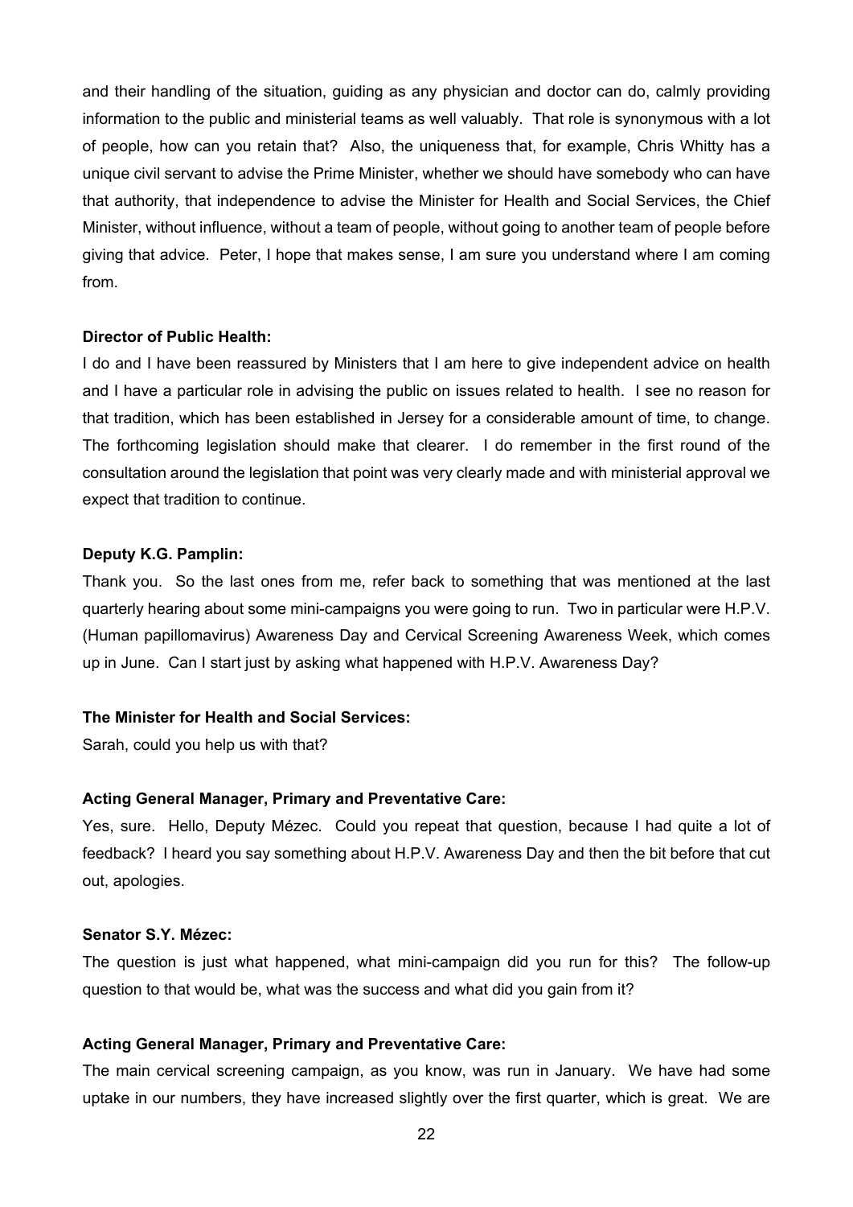and their handling of the situation, guiding as any physician and doctor can do, calmly providing information to the public and ministerial teams as well valuably. That role is synonymous with a lot of people, how can you retain that? Also, the uniqueness that, for example, Chris Whitty has a unique civil servant to advise the Prime Minister, whether we should have somebody who can have that authority, that independence to advise the Minister for Health and Social Services, the Chief Minister, without influence, without a team of people, without going to another team of people before giving that advice. Peter, I hope that makes sense, I am sure you understand where I am coming from.

**Director of Public Health:**

I do and I have been reassured by Ministers that I am here to give independent advice on health and I have a particular role in advising the public on issues related to health. I see no reason for that tradition, which has been established in Jersey for a considerable amount of time, to change. The forthcoming legislation should make that clearer. I do remember in the first round of the consultation around the legislation that point was very clearly made and with ministerial approval we expect that tradition to continue.

**Deputy K.G. Pamplin:**

Thank you. So the last ones from me, refer back to something that was mentioned at the last quarterly hearing about some mini-campaigns you were going to run. Two in particular were H.P.V. (Human papillomavirus) Awareness Day and Cervical Screening Awareness Week, which comes up in June. Can I start just by asking what happened with H.P.V. Awareness Day?

**The Minister for Health and Social Services:**

Sarah, could you help us with that?

**Acting General Manager, Primary and Preventative Care:**

Yes, sure. Hello, Deputy Mézec. Could you repeat that question, because I had quite a lot of feedback? I heard you say something about H.P.V. Awareness Day and then the bit before that cut out, apologies.

**Senator S.Y. Mézec:**

The question is just what happened, what mini-campaign did you run for this? The follow-up question to that would be, what was the success and what did you gain from it?

**Acting General Manager, Primary and Preventative Care:**

The main cervical screening campaign, as you know, was run in January. We have had some uptake in our numbers, they have increased slightly over the first quarter, which is great. We are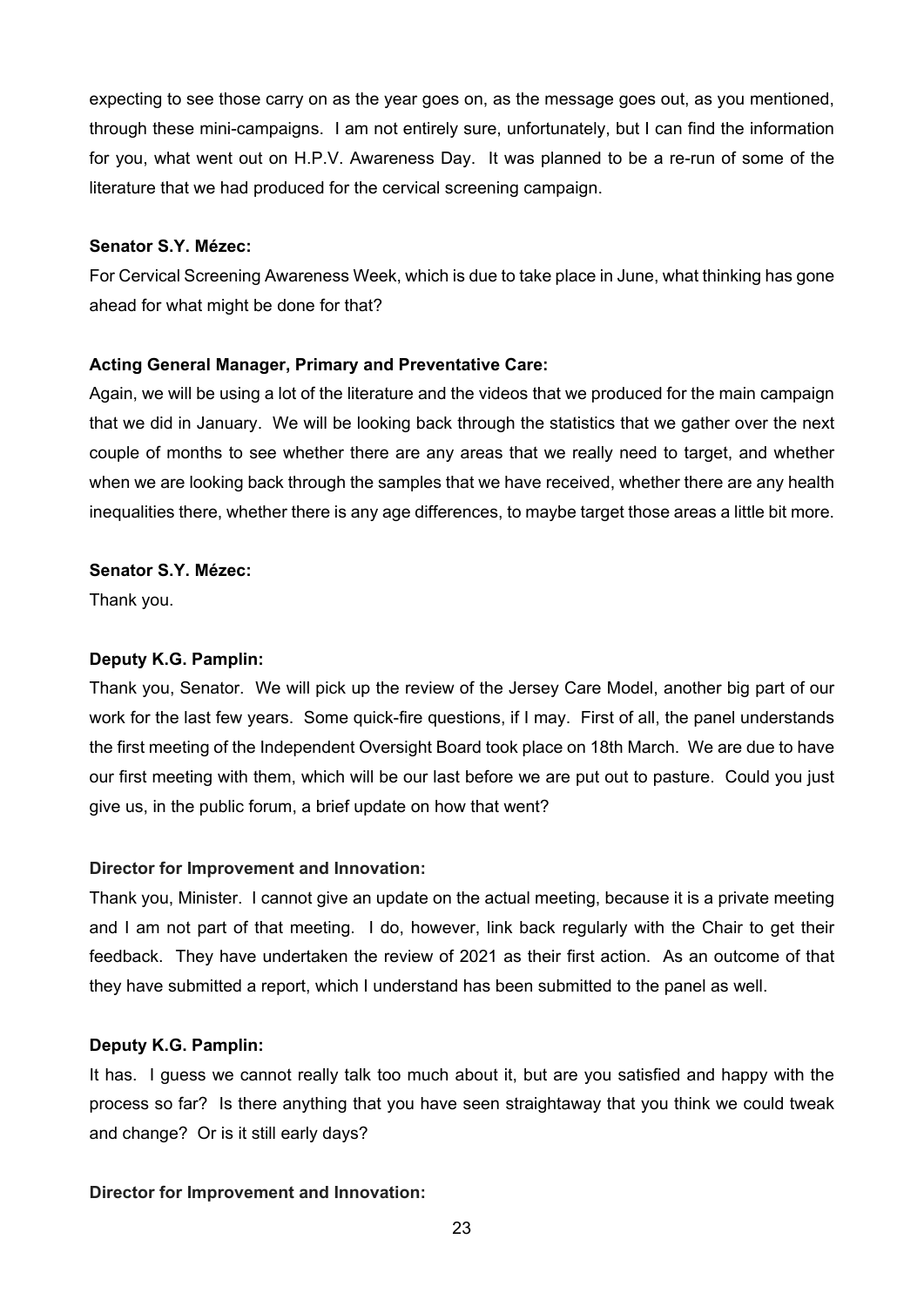expecting to see those carry on as the year goes on, as the message goes out, as you mentioned, through these mini-campaigns. I am not entirely sure, unfortunately, but I can find the information for you, what went out on H.P.V. Awareness Day. It was planned to be a re-run of some of the literature that we had produced for the cervical screening campaign.

**Senator S.Y. Mézec:**

For Cervical Screening Awareness Week, which is due to take place in June, what thinking has gone ahead for what might be done for that?

**Acting General Manager, Primary and Preventative Care:**

Again, we will be using a lot of the literature and the videos that we produced for the main campaign that we did in January. We will be looking back through the statistics that we gather over the next couple of months to see whether there are any areas that we really need to target, and whether when we are looking back through the samples that we have received, whether there are any health inequalities there, whether there is any age differences, to maybe target those areas a little bit more.

**Senator S.Y. Mézec:**

Thank you.

**Deputy K.G. Pamplin:**

Thank you, Senator. We will pick up the review of the Jersey Care Model, another big part of our work for the last few years. Some quick-fire questions, if I may. First of all, the panel understands the first meeting of the Independent Oversight Board took place on 18th March. We are due to have our first meeting with them, which will be our last before we are put out to pasture. Could you just give us, in the public forum, a brief update on how that went?

**Director for Improvement and Innovation:**

Thank you, Minister. I cannot give an update on the actual meeting, because it is a private meeting and I am not part of that meeting. I do, however, link back regularly with the Chair to get their feedback. They have undertaken the review of 2021 as their first action. As an outcome of that they have submitted a report, which I understand has been submitted to the panel as well.

**Deputy K.G. Pamplin:**

It has. I guess we cannot really talk too much about it, but are you satisfied and happy with the process so far? Is there anything that you have seen straightaway that you think we could tweak and change? Or is it still early days?

**Director for Improvement and Innovation:**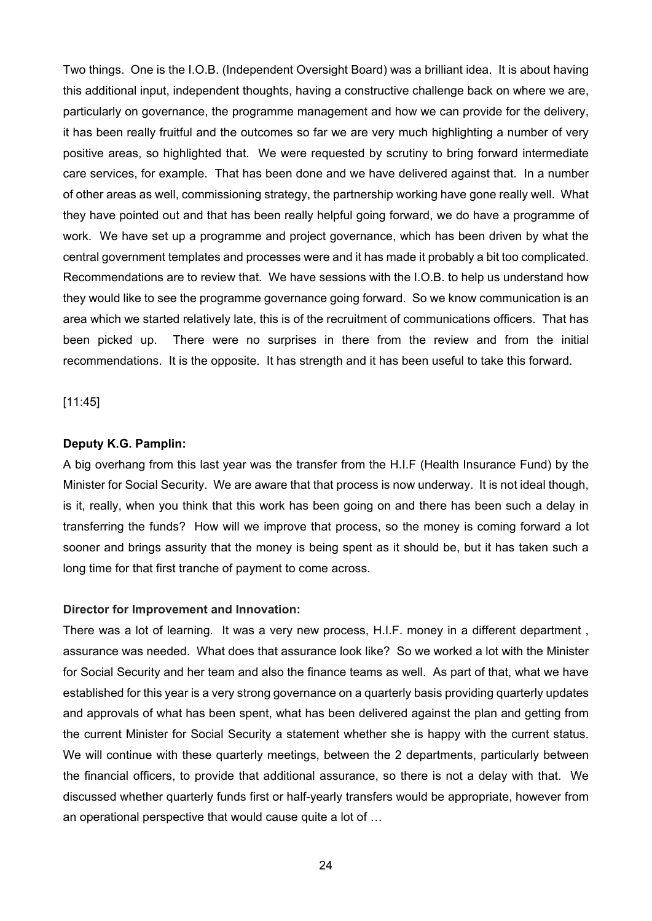Two things. One is the I.O.B. (Independent Oversight Board) was a brilliant idea. It is about having this additional input, independent thoughts, having a constructive challenge back on where we are, particularly on governance, the programme management and how we can provide for the delivery, it has been really fruitful and the outcomes so far we are very much highlighting a number of very positive areas, so highlighted that. We were requested by scrutiny to bring forward intermediate care services, for example. That has been done and we have delivered against that. In a number of other areas as well, commissioning strategy, the partnership working have gone really well. What they have pointed out and that has been really helpful going forward, we do have a programme of work. We have set up a programme and project governance, which has been driven by what the central government templates and processes were and it has made it probably a bit too complicated. Recommendations are to review that. We have sessions with the I.O.B. to help us understand how they would like to see the programme governance going forward. So we know communication is an area which we started relatively late, this is of the recruitment of communications officers. That has been picked up. There were no surprises in there from the review and from the initial recommendations. It is the opposite. It has strength and it has been useful to take this forward.

[11:45]

**Deputy K.G. Pamplin:**

A big overhang from this last year was the transfer from the H.I.F (Health Insurance Fund) by the Minister for Social Security. We are aware that that process is now underway. It is not ideal though, is it, really, when you think that this work has been going on and there has been such a delay in transferring the funds? How will we improve that process, so the money is coming forward a lot sooner and brings assurity that the money is being spent as it should be, but it has taken such a long time for that first tranche of payment to come across.

**Director for Improvement and Innovation:**

There was a lot of learning. It was a very new process, H.I.F. money in a different department , assurance was needed. What does that assurance look like? So we worked a lot with the Minister for Social Security and her team and also the finance teams as well. As part of that, what we have established for this year is a very strong governance on a quarterly basis providing quarterly updates and approvals of what has been spent, what has been delivered against the plan and getting from the current Minister for Social Security a statement whether she is happy with the current status. We will continue with these quarterly meetings, between the 2 departments, particularly between the financial officers, to provide that additional assurance, so there is not a delay with that. We discussed whether quarterly funds first or half-yearly transfers would be appropriate, however from an operational perspective that would cause quite a lot of …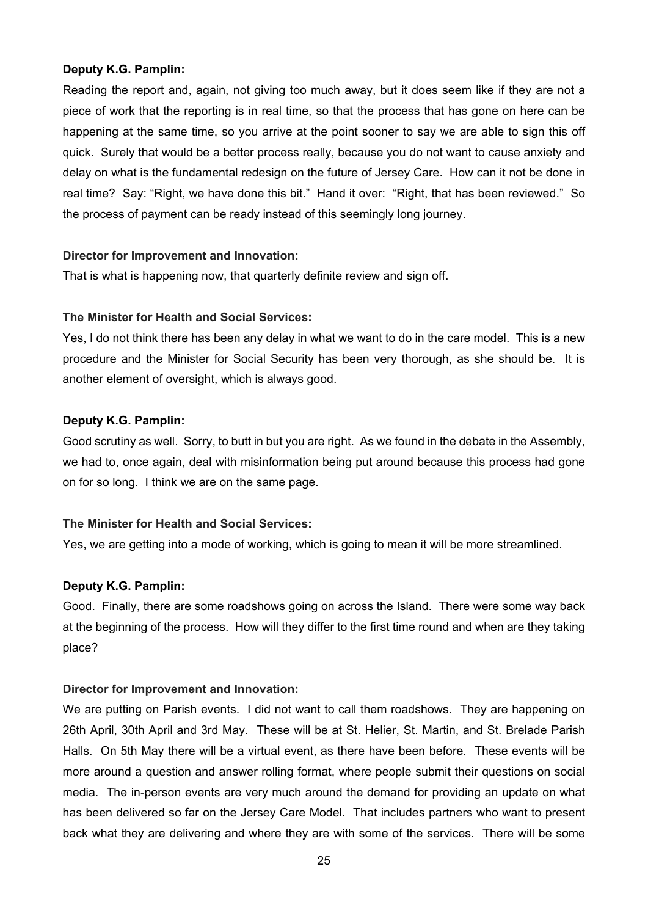**Deputy K.G. Pamplin:**

Reading the report and, again, not giving too much away, but it does seem like if they are not a piece of work that the reporting is in real time, so that the process that has gone on here can be happening at the same time, so you arrive at the point sooner to say we are able to sign this off quick. Surely that would be a better process really, because you do not want to cause anxiety and delay on what is the fundamental redesign on the future of Jersey Care. How can it not be done in real time? Say: "Right, we have done this bit." Hand it over: "Right, that has been reviewed." So the process of payment can be ready instead of this seemingly long journey.

**Director for Improvement and Innovation:**

That is what is happening now, that quarterly definite review and sign off.

**The Minister for Health and Social Services:**

Yes, I do not think there has been any delay in what we want to do in the care model. This is a new procedure and the Minister for Social Security has been very thorough, as she should be. It is another element of oversight, which is always good.

**Deputy K.G. Pamplin:**

Good scrutiny as well. Sorry, to butt in but you are right. As we found in the debate in the Assembly, we had to, once again, deal with misinformation being put around because this process had gone on for so long. I think we are on the same page.

**The Minister for Health and Social Services:**

Yes, we are getting into a mode of working, which is going to mean it will be more streamlined.

**Deputy K.G. Pamplin:**

Good. Finally, there are some roadshows going on across the Island. There were some way back at the beginning of the process. How will they differ to the first time round and when are they taking place?

**Director for Improvement and Innovation:**

We are putting on Parish events. I did not want to call them roadshows. They are happening on 26th April, 30th April and 3rd May. These will be at St. Helier, St. Martin, and St. Brelade Parish Halls. On 5th May there will be a virtual event, as there have been before. These events will be more around a question and answer rolling format, where people submit their questions on social media. The in-person events are very much around the demand for providing an update on what has been delivered so far on the Jersey Care Model. That includes partners who want to present back what they are delivering and where they are with some of the services. There will be some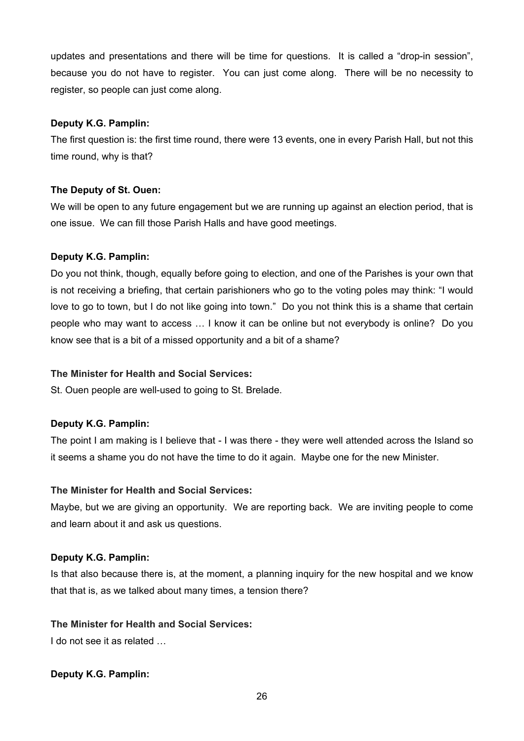updates and presentations and there will be time for questions. It is called a "drop-in session", because you do not have to register. You can just come along. There will be no necessity to register, so people can just come along.

**Deputy K.G. Pamplin:**

The first question is: the first time round, there were 13 events, one in every Parish Hall, but not this time round, why is that?

**The Deputy of St. Ouen:**

We will be open to any future engagement but we are running up against an election period, that is one issue. We can fill those Parish Halls and have good meetings.

**Deputy K.G. Pamplin:**

Do you not think, though, equally before going to election, and one of the Parishes is your own that is not receiving a briefing, that certain parishioners who go to the voting poles may think: "I would love to go to town, but I do not like going into town." Do you not think this is a shame that certain people who may want to access … I know it can be online but not everybody is online? Do you know see that is a bit of a missed opportunity and a bit of a shame?

**The Minister for Health and Social Services:**

St. Ouen people are well-used to going to St. Brelade.

**Deputy K.G. Pamplin:**

The point I am making is I believe that - I was there - they were well attended across the Island so it seems a shame you do not have the time to do it again. Maybe one for the new Minister.

**The Minister for Health and Social Services:**

Maybe, but we are giving an opportunity. We are reporting back. We are inviting people to come and learn about it and ask us questions.

**Deputy K.G. Pamplin:**

Is that also because there is, at the moment, a planning inquiry for the new hospital and we know that that is, as we talked about many times, a tension there?

**The Minister for Health and Social Services:**

I do not see it as related …

**Deputy K.G. Pamplin:**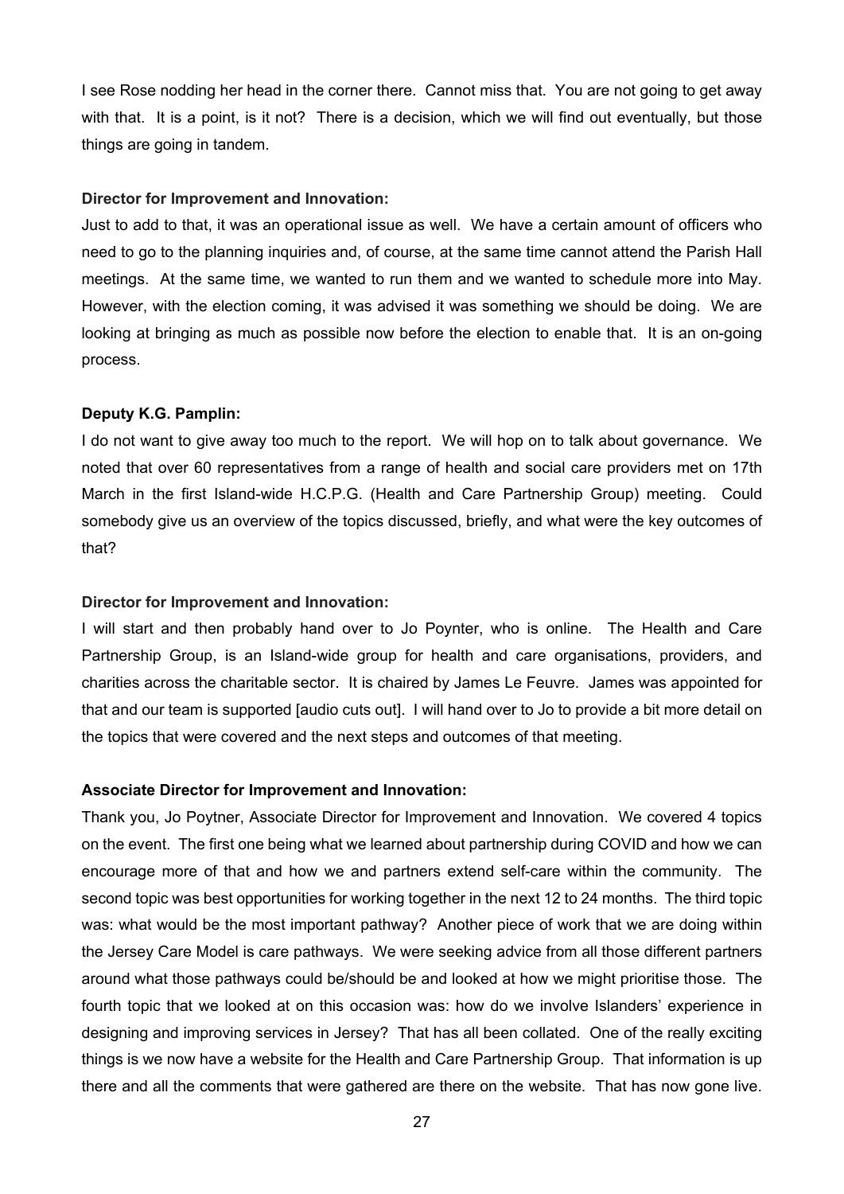I see Rose nodding her head in the corner there. Cannot miss that. You are not going to get away with that. It is a point, is it not? There is a decision, which we will find out eventually, but those things are going in tandem.

**Director for Improvement and Innovation:**

Just to add to that, it was an operational issue as well. We have a certain amount of officers who need to go to the planning inquiries and, of course, at the same time cannot attend the Parish Hall meetings. At the same time, we wanted to run them and we wanted to schedule more into May. However, with the election coming, it was advised it was something we should be doing. We are looking at bringing as much as possible now before the election to enable that. It is an on-going process.

**Deputy K.G. Pamplin:**

I do not want to give away too much to the report. We will hop on to talk about governance. We noted that over 60 representatives from a range of health and social care providers met on 17th March in the first Island-wide H.C.P.G. (Health and Care Partnership Group) meeting. Could somebody give us an overview of the topics discussed, briefly, and what were the key outcomes of that?

**Director for Improvement and Innovation:**

I will start and then probably hand over to Jo Poynter, who is online. The Health and Care Partnership Group, is an Island-wide group for health and care organisations, providers, and charities across the charitable sector. It is chaired by James Le Feuvre. James was appointed for that and our team is supported [audio cuts out]. I will hand over to Jo to provide a bit more detail on the topics that were covered and the next steps and outcomes of that meeting.

**Associate Director for Improvement and Innovation:**

Thank you, Jo Poytner, Associate Director for Improvement and Innovation. We covered 4 topics on the event. The first one being what we learned about partnership during COVID and how we can encourage more of that and how we and partners extend self-care within the community. The second topic was best opportunities for working together in the next 12 to 24 months. The third topic was: what would be the most important pathway? Another piece of work that we are doing within the Jersey Care Model is care pathways. We were seeking advice from all those different partners around what those pathways could be/should be and looked at how we might prioritise those. The fourth topic that we looked at on this occasion was: how do we involve Islanders' experience in designing and improving services in Jersey? That has all been collated. One of the really exciting things is we now have a website for the Health and Care Partnership Group. That information is up there and all the comments that were gathered are there on the website. That has now gone live.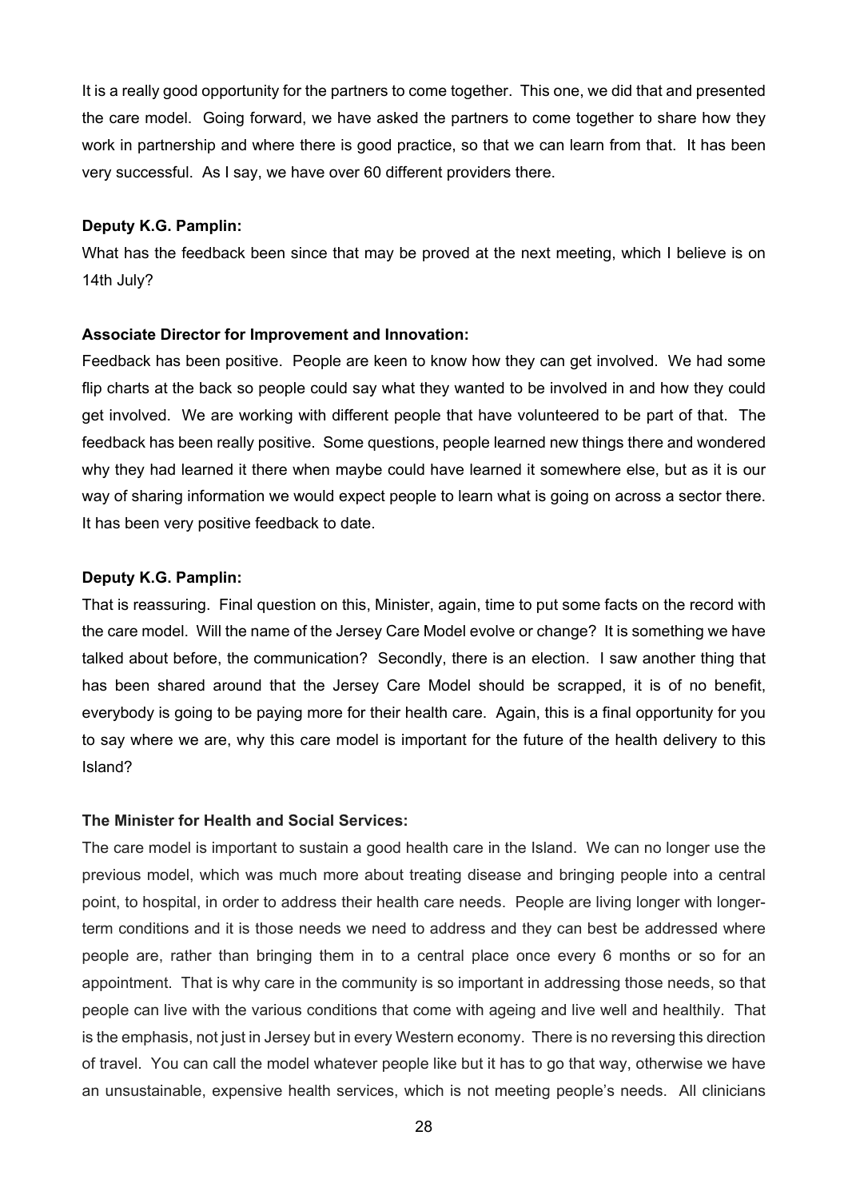It is a really good opportunity for the partners to come together. This one, we did that and presented the care model. Going forward, we have asked the partners to come together to share how they work in partnership and where there is good practice, so that we can learn from that. It has been very successful. As I say, we have over 60 different providers there.

**Deputy K.G. Pamplin:**

What has the feedback been since that may be proved at the next meeting, which I believe is on 14th July?

**Associate Director for Improvement and Innovation:**

Feedback has been positive. People are keen to know how they can get involved. We had some flip charts at the back so people could say what they wanted to be involved in and how they could get involved. We are working with different people that have volunteered to be part of that. The feedback has been really positive. Some questions, people learned new things there and wondered why they had learned it there when maybe could have learned it somewhere else, but as it is our way of sharing information we would expect people to learn what is going on across a sector there. It has been very positive feedback to date.

**Deputy K.G. Pamplin:**

That is reassuring. Final question on this, Minister, again, time to put some facts on the record with the care model. Will the name of the Jersey Care Model evolve or change? It is something we have talked about before, the communication? Secondly, there is an election. I saw another thing that has been shared around that the Jersey Care Model should be scrapped, it is of no benefit, everybody is going to be paying more for their health care. Again, this is a final opportunity for you to say where we are, why this care model is important for the future of the health delivery to this Island?

**The Minister for Health and Social Services:**

The care model is important to sustain a good health care in the Island. We can no longer use the previous model, which was much more about treating disease and bringing people into a central point, to hospital, in order to address their health care needs. People are living longer with longer-term conditions and it is those needs we need to address and they can best be addressed where people are, rather than bringing them in to a central place once every 6 months or so for an appointment. That is why care in the community is so important in addressing those needs, so that people can live with the various conditions that come with ageing and live well and healthily. That is the emphasis, not just in Jersey but in every Western economy. There is no reversing this direction of travel. You can call the model whatever people like but it has to go that way, otherwise we have an unsustainable, expensive health services, which is not meeting people's needs. All clinicians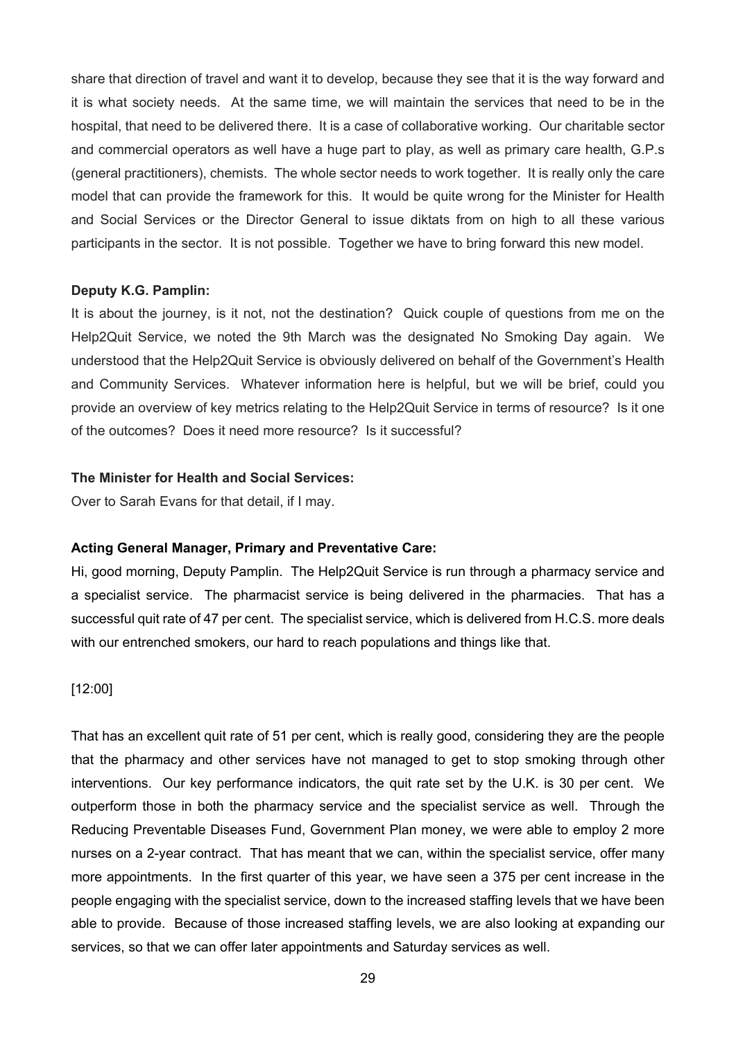share that direction of travel and want it to develop, because they see that it is the way forward and it is what society needs. At the same time, we will maintain the services that need to be in the hospital, that need to be delivered there. It is a case of collaborative working. Our charitable sector and commercial operators as well have a huge part to play, as well as primary care health, G.P.s (general practitioners), chemists. The whole sector needs to work together. It is really only the care model that can provide the framework for this. It would be quite wrong for the Minister for Health and Social Services or the Director General to issue diktats from on high to all these various participants in the sector. It is not possible. Together we have to bring forward this new model.

**Deputy K.G. Pamplin:**

It is about the journey, is it not, not the destination? Quick couple of questions from me on the Help2Quit Service, we noted the 9th March was the designated No Smoking Day again. We understood that the Help2Quit Service is obviously delivered on behalf of the Government's Health and Community Services. Whatever information here is helpful, but we will be brief, could you provide an overview of key metrics relating to the Help2Quit Service in terms of resource? Is it one of the outcomes? Does it need more resource? Is it successful?

**The Minister for Health and Social Services:**

Over to Sarah Evans for that detail, if I may.

**Acting General Manager, Primary and Preventative Care:**

Hi, good morning, Deputy Pamplin. The Help2Quit Service is run through a pharmacy service and a specialist service. The pharmacist service is being delivered in the pharmacies. That has a successful quit rate of 47 per cent. The specialist service, which is delivered from H.C.S. more deals with our entrenched smokers, our hard to reach populations and things like that.

[12:00]

That has an excellent quit rate of 51 per cent, which is really good, considering they are the people that the pharmacy and other services have not managed to get to stop smoking through other interventions. Our key performance indicators, the quit rate set by the U.K. is 30 per cent. We outperform those in both the pharmacy service and the specialist service as well. Through the Reducing Preventable Diseases Fund, Government Plan money, we were able to employ 2 more nurses on a 2-year contract. That has meant that we can, within the specialist service, offer many more appointments. In the first quarter of this year, we have seen a 375 per cent increase in the people engaging with the specialist service, down to the increased staffing levels that we have been able to provide. Because of those increased staffing levels, we are also looking at expanding our services, so that we can offer later appointments and Saturday services as well.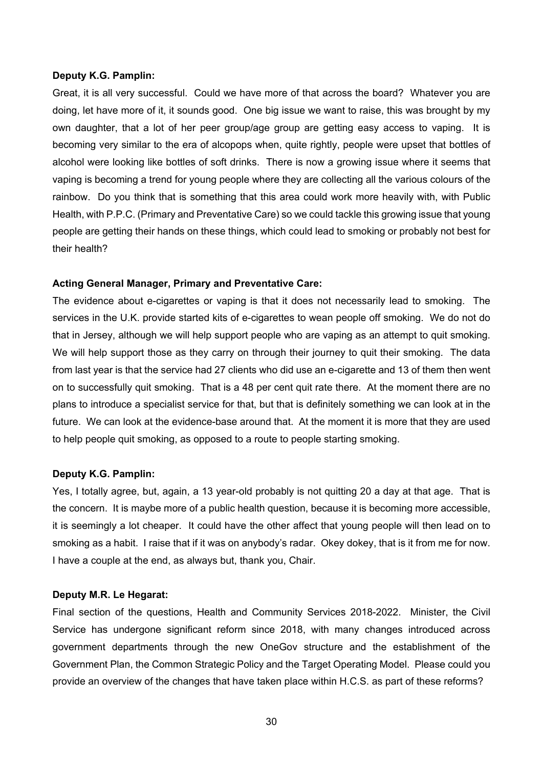**Deputy K.G. Pamplin:**

Great, it is all very successful. Could we have more of that across the board? Whatever you are doing, let have more of it, it sounds good. One big issue we want to raise, this was brought by my own daughter, that a lot of her peer group/age group are getting easy access to vaping. It is becoming very similar to the era of alcopops when, quite rightly, people were upset that bottles of alcohol were looking like bottles of soft drinks. There is now a growing issue where it seems that vaping is becoming a trend for young people where they are collecting all the various colours of the rainbow. Do you think that is something that this area could work more heavily with, with Public Health, with P.P.C. (Primary and Preventative Care) so we could tackle this growing issue that young people are getting their hands on these things, which could lead to smoking or probably not best for their health?

**Acting General Manager, Primary and Preventative Care:**

The evidence about e-cigarettes or vaping is that it does not necessarily lead to smoking. The services in the U.K. provide started kits of e-cigarettes to wean people off smoking. We do not do that in Jersey, although we will help support people who are vaping as an attempt to quit smoking. We will help support those as they carry on through their journey to quit their smoking. The data from last year is that the service had 27 clients who did use an e-cigarette and 13 of them then went on to successfully quit smoking. That is a 48 per cent quit rate there. At the moment there are no plans to introduce a specialist service for that, but that is definitely something we can look at in the future. We can look at the evidence-base around that. At the moment it is more that they are used to help people quit smoking, as opposed to a route to people starting smoking.

**Deputy K.G. Pamplin:**

Yes, I totally agree, but, again, a 13 year-old probably is not quitting 20 a day at that age. That is the concern. It is maybe more of a public health question, because it is becoming more accessible, it is seemingly a lot cheaper. It could have the other affect that young people will then lead on to smoking as a habit. I raise that if it was on anybody's radar. Okey dokey, that is it from me for now. I have a couple at the end, as always but, thank you, Chair.

**Deputy M.R. Le Hegarat:**

Final section of the questions, Health and Community Services 2018-2022. Minister, the Civil Service has undergone significant reform since 2018, with many changes introduced across government departments through the new OneGov structure and the establishment of the Government Plan, the Common Strategic Policy and the Target Operating Model. Please could you provide an overview of the changes that have taken place within H.C.S. as part of these reforms?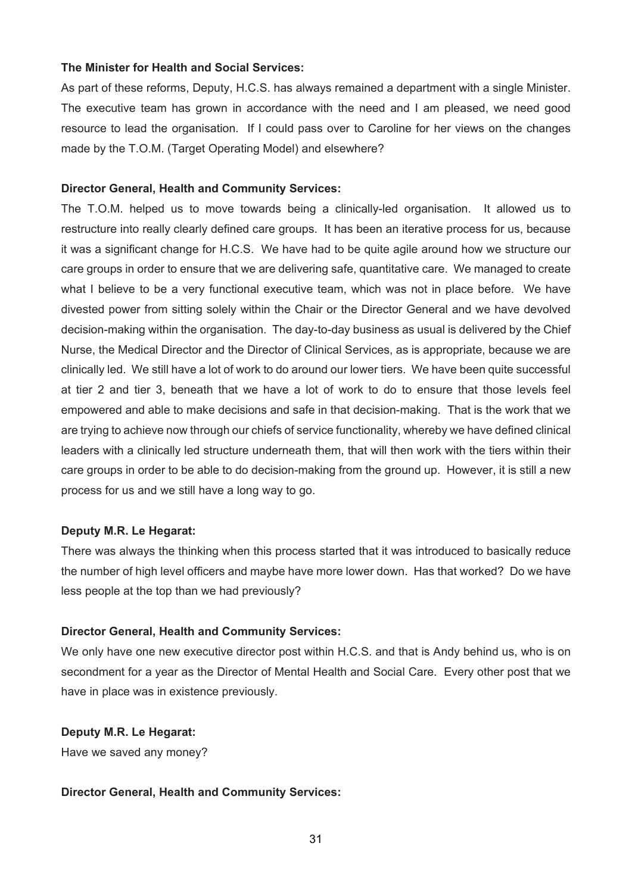**The Minister for Health and Social Services:**

As part of these reforms, Deputy, H.C.S. has always remained a department with a single Minister. The executive team has grown in accordance with the need and I am pleased, we need good resource to lead the organisation. If I could pass over to Caroline for her views on the changes made by the T.O.M. (Target Operating Model) and elsewhere?

**Director General, Health and Community Services:**

The T.O.M. helped us to move towards being a clinically-led organisation. It allowed us to restructure into really clearly defined care groups. It has been an iterative process for us, because it was a significant change for H.C.S. We have had to be quite agile around how we structure our care groups in order to ensure that we are delivering safe, quantitative care. We managed to create what I believe to be a very functional executive team, which was not in place before. We have divested power from sitting solely within the Chair or the Director General and we have devolved decision-making within the organisation. The day-to-day business as usual is delivered by the Chief Nurse, the Medical Director and the Director of Clinical Services, as is appropriate, because we are clinically led. We still have a lot of work to do around our lower tiers. We have been quite successful at tier 2 and tier 3, beneath that we have a lot of work to do to ensure that those levels feel empowered and able to make decisions and safe in that decision-making. That is the work that we are trying to achieve now through our chiefs of service functionality, whereby we have defined clinical leaders with a clinically led structure underneath them, that will then work with the tiers within their care groups in order to be able to do decision-making from the ground up. However, it is still a new process for us and we still have a long way to go.

**Deputy M.R. Le Hegarat:**

There was always the thinking when this process started that it was introduced to basically reduce the number of high level officers and maybe have more lower down. Has that worked? Do we have less people at the top than we had previously?

**Director General, Health and Community Services:**

We only have one new executive director post within H.C.S. and that is Andy behind us, who is on secondment for a year as the Director of Mental Health and Social Care. Every other post that we have in place was in existence previously.

**Deputy M.R. Le Hegarat:**

Have we saved any money?

**Director General, Health and Community Services:**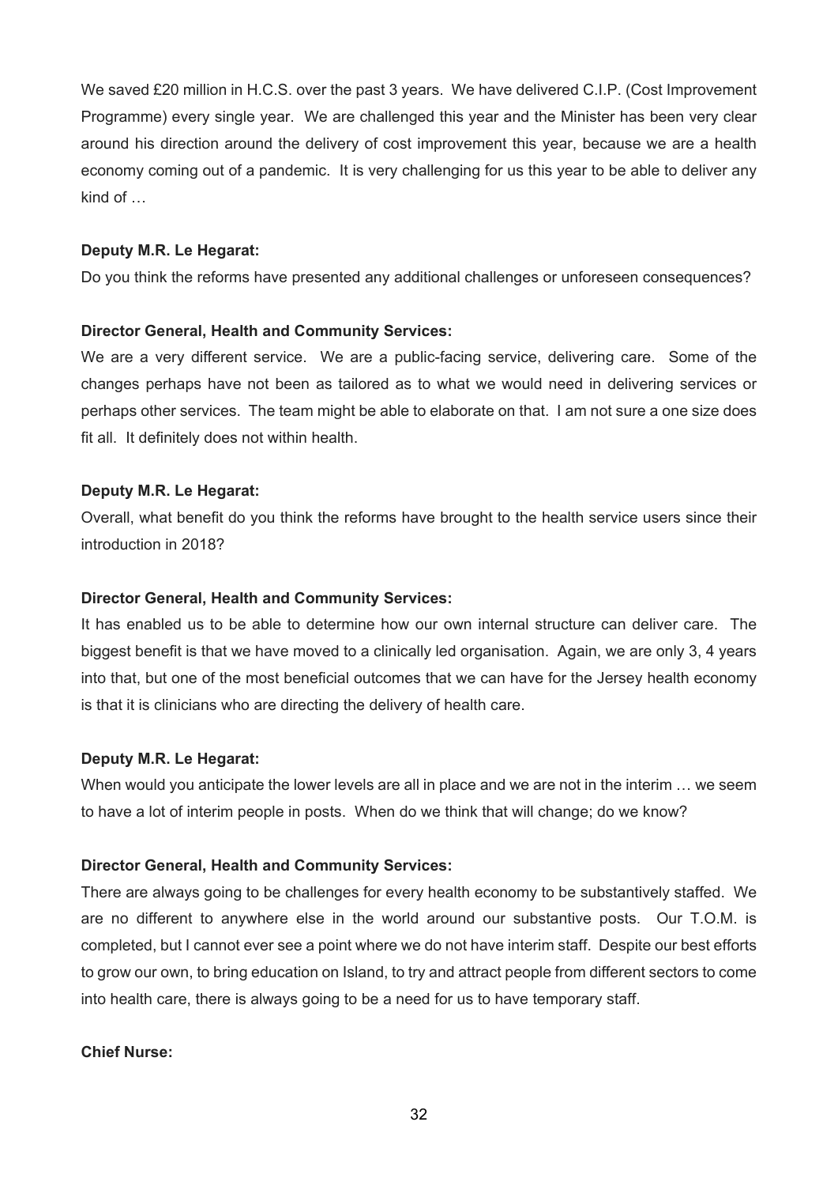We saved £20 million in H.C.S. over the past 3 years. We have delivered C.I.P. (Cost Improvement Programme) every single year. We are challenged this year and the Minister has been very clear around his direction around the delivery of cost improvement this year, because we are a health economy coming out of a pandemic. It is very challenging for us this year to be able to deliver any kind of …

**Deputy M.R. Le Hegarat:**

Do you think the reforms have presented any additional challenges or unforeseen consequences?

**Director General, Health and Community Services:**

We are a very different service. We are a public-facing service, delivering care. Some of the changes perhaps have not been as tailored as to what we would need in delivering services or perhaps other services. The team might be able to elaborate on that. I am not sure a one size does fit all. It definitely does not within health.

**Deputy M.R. Le Hegarat:**

Overall, what benefit do you think the reforms have brought to the health service users since their introduction in 2018?

**Director General, Health and Community Services:**

It has enabled us to be able to determine how our own internal structure can deliver care. The biggest benefit is that we have moved to a clinically led organisation. Again, we are only 3, 4 years into that, but one of the most beneficial outcomes that we can have for the Jersey health economy is that it is clinicians who are directing the delivery of health care.

**Deputy M.R. Le Hegarat:**

When would you anticipate the lower levels are all in place and we are not in the interim … we seem to have a lot of interim people in posts. When do we think that will change; do we know?

**Director General, Health and Community Services:**

There are always going to be challenges for every health economy to be substantively staffed. We are no different to anywhere else in the world around our substantive posts. Our T.O.M. is completed, but I cannot ever see a point where we do not have interim staff. Despite our best efforts to grow our own, to bring education on Island, to try and attract people from different sectors to come into health care, there is always going to be a need for us to have temporary staff.

**Chief Nurse:**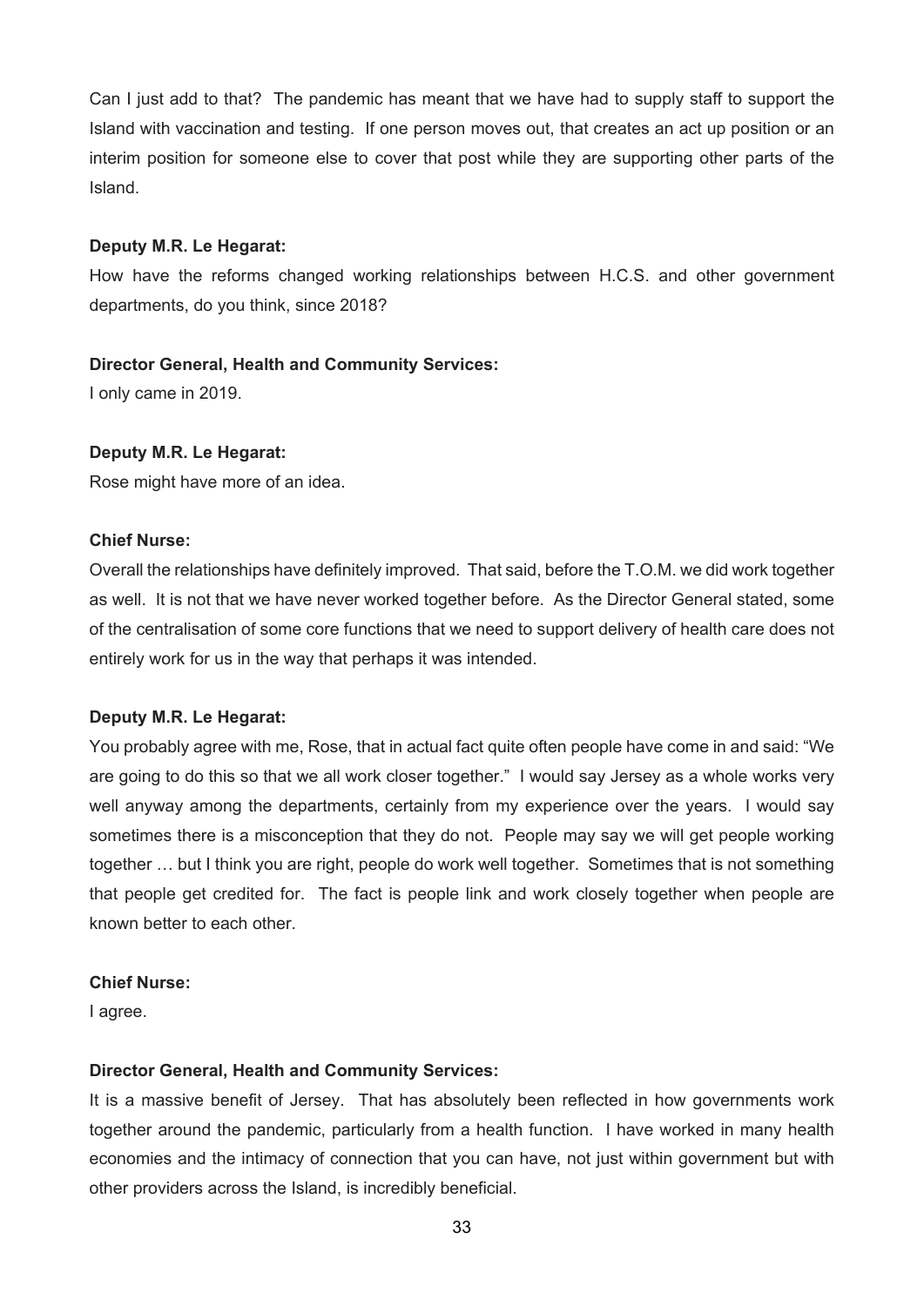Can I just add to that? The pandemic has meant that we have had to supply staff to support the Island with vaccination and testing. If one person moves out, that creates an act up position or an interim position for someone else to cover that post while they are supporting other parts of the Island.

**Deputy M.R. Le Hegarat:**

How have the reforms changed working relationships between H.C.S. and other government departments, do you think, since 2018?

**Director General, Health and Community Services:**

I only came in 2019.

**Deputy M.R. Le Hegarat:**

Rose might have more of an idea.

**Chief Nurse:**

Overall the relationships have definitely improved. That said, before the T.O.M. we did work together as well. It is not that we have never worked together before. As the Director General stated, some of the centralisation of some core functions that we need to support delivery of health care does not entirely work for us in the way that perhaps it was intended.

**Deputy M.R. Le Hegarat:**

You probably agree with me, Rose, that in actual fact quite often people have come in and said: "We are going to do this so that we all work closer together." I would say Jersey as a whole works very well anyway among the departments, certainly from my experience over the years. I would say sometimes there is a misconception that they do not. People may say we will get people working together … but I think you are right, people do work well together. Sometimes that is not something that people get credited for. The fact is people link and work closely together when people are known better to each other.

**Chief Nurse:**

I agree.

**Director General, Health and Community Services:**

It is a massive benefit of Jersey. That has absolutely been reflected in how governments work together around the pandemic, particularly from a health function. I have worked in many health economies and the intimacy of connection that you can have, not just within government but with other providers across the Island, is incredibly beneficial.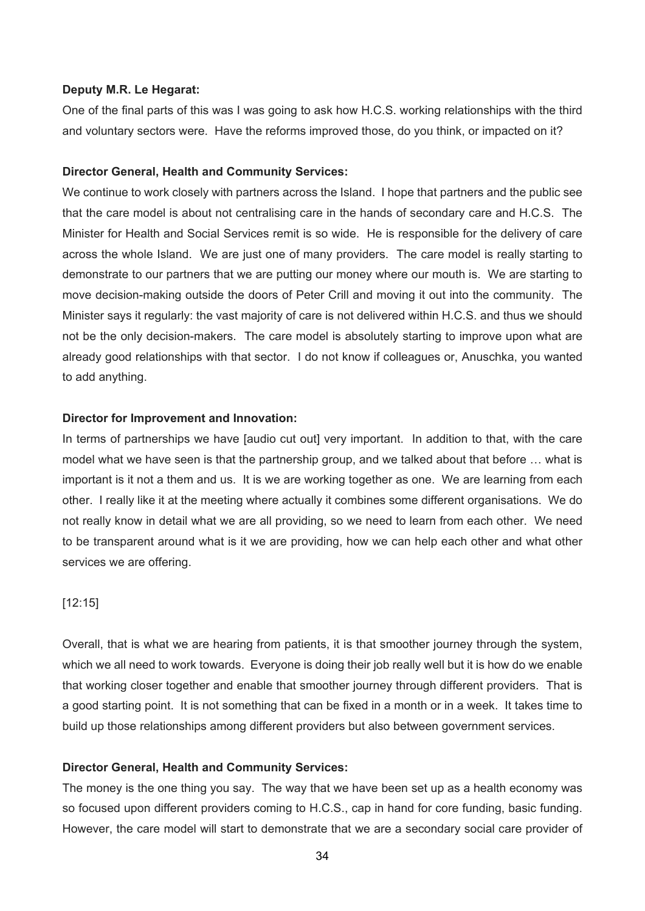**Deputy M.R. Le Hegarat:**

One of the final parts of this was I was going to ask how H.C.S. working relationships with the third and voluntary sectors were. Have the reforms improved those, do you think, or impacted on it?

**Director General, Health and Community Services:**

We continue to work closely with partners across the Island. I hope that partners and the public see that the care model is about not centralising care in the hands of secondary care and H.C.S. The Minister for Health and Social Services remit is so wide. He is responsible for the delivery of care across the whole Island. We are just one of many providers. The care model is really starting to demonstrate to our partners that we are putting our money where our mouth is. We are starting to move decision-making outside the doors of Peter Crill and moving it out into the community. The Minister says it regularly: the vast majority of care is not delivered within H.C.S. and thus we should not be the only decision-makers. The care model is absolutely starting to improve upon what are already good relationships with that sector. I do not know if colleagues or, Anuschka, you wanted to add anything.

**Director for Improvement and Innovation:**

In terms of partnerships we have [audio cut out] very important. In addition to that, with the care model what we have seen is that the partnership group, and we talked about that before … what is important is it not a them and us. It is we are working together as one. We are learning from each other. I really like it at the meeting where actually it combines some different organisations. We do not really know in detail what we are all providing, so we need to learn from each other. We need to be transparent around what is it we are providing, how we can help each other and what other services we are offering.

[12:15]

Overall, that is what we are hearing from patients, it is that smoother journey through the system, which we all need to work towards. Everyone is doing their job really well but it is how do we enable that working closer together and enable that smoother journey through different providers. That is a good starting point. It is not something that can be fixed in a month or in a week. It takes time to build up those relationships among different providers but also between government services.

**Director General, Health and Community Services:**

The money is the one thing you say. The way that we have been set up as a health economy was so focused upon different providers coming to H.C.S., cap in hand for core funding, basic funding. However, the care model will start to demonstrate that we are a secondary social care provider of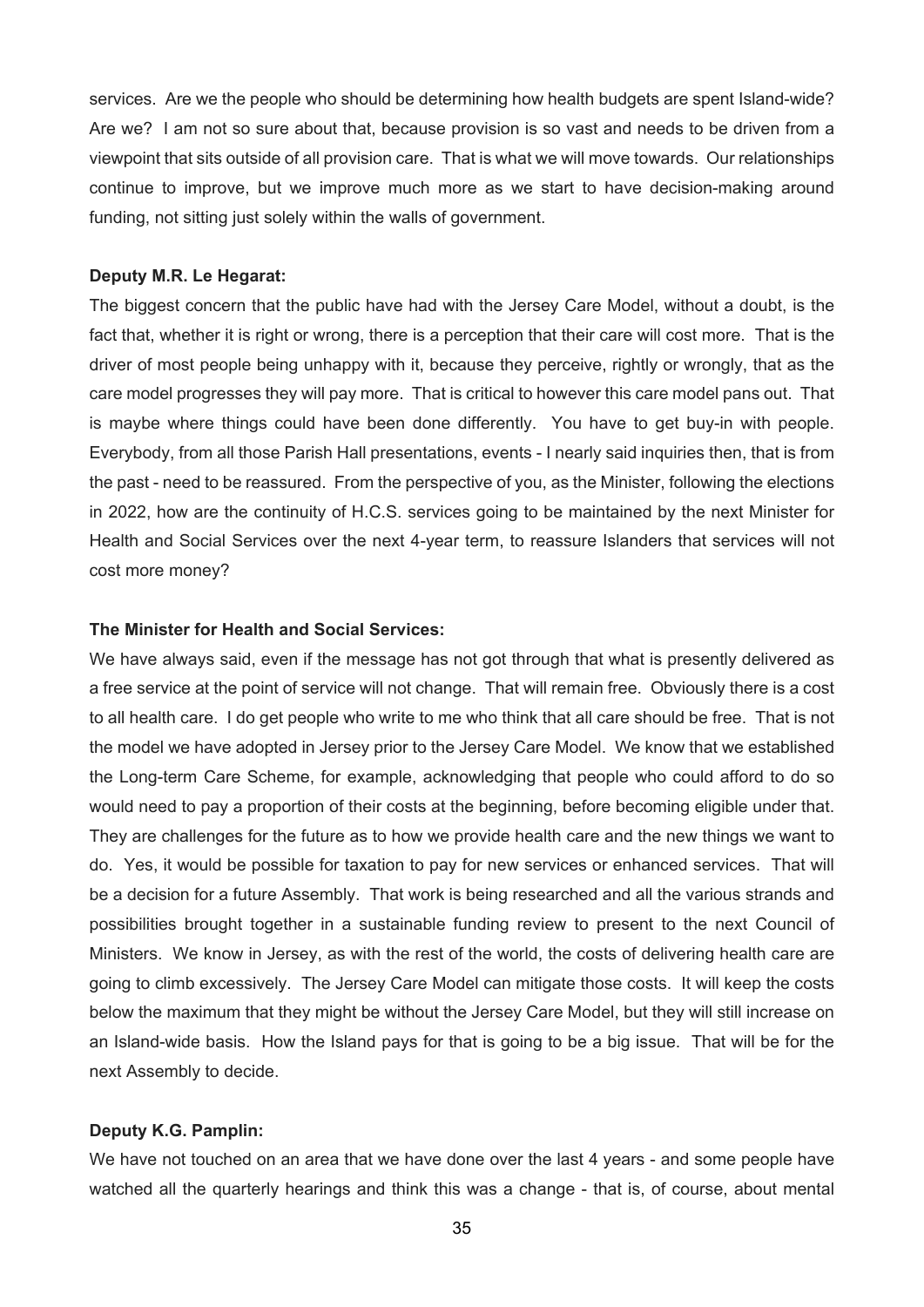services. Are we the people who should be determining how health budgets are spent Island-wide? Are we? I am not so sure about that, because provision is so vast and needs to be driven from a viewpoint that sits outside of all provision care. That is what we will move towards. Our relationships continue to improve, but we improve much more as we start to have decision-making around funding, not sitting just solely within the walls of government.

**Deputy M.R. Le Hegarat:**

The biggest concern that the public have had with the Jersey Care Model, without a doubt, is the fact that, whether it is right or wrong, there is a perception that their care will cost more. That is the driver of most people being unhappy with it, because they perceive, rightly or wrongly, that as the care model progresses they will pay more. That is critical to however this care model pans out. That is maybe where things could have been done differently. You have to get buy-in with people. Everybody, from all those Parish Hall presentations, events - I nearly said inquiries then, that is from the past - need to be reassured. From the perspective of you, as the Minister, following the elections in 2022, how are the continuity of H.C.S. services going to be maintained by the next Minister for Health and Social Services over the next 4-year term, to reassure Islanders that services will not cost more money?

**The Minister for Health and Social Services:**

We have always said, even if the message has not got through that what is presently delivered as a free service at the point of service will not change. That will remain free. Obviously there is a cost to all health care. I do get people who write to me who think that all care should be free. That is not the model we have adopted in Jersey prior to the Jersey Care Model. We know that we established the Long-term Care Scheme, for example, acknowledging that people who could afford to do so would need to pay a proportion of their costs at the beginning, before becoming eligible under that. They are challenges for the future as to how we provide health care and the new things we want to do. Yes, it would be possible for taxation to pay for new services or enhanced services. That will be a decision for a future Assembly. That work is being researched and all the various strands and possibilities brought together in a sustainable funding review to present to the next Council of Ministers. We know in Jersey, as with the rest of the world, the costs of delivering health care are going to climb excessively. The Jersey Care Model can mitigate those costs. It will keep the costs below the maximum that they might be without the Jersey Care Model, but they will still increase on an Island-wide basis. How the Island pays for that is going to be a big issue. That will be for the next Assembly to decide.

**Deputy K.G. Pamplin:**

We have not touched on an area that we have done over the last 4 years - and some people have watched all the quarterly hearings and think this was a change - that is, of course, about mental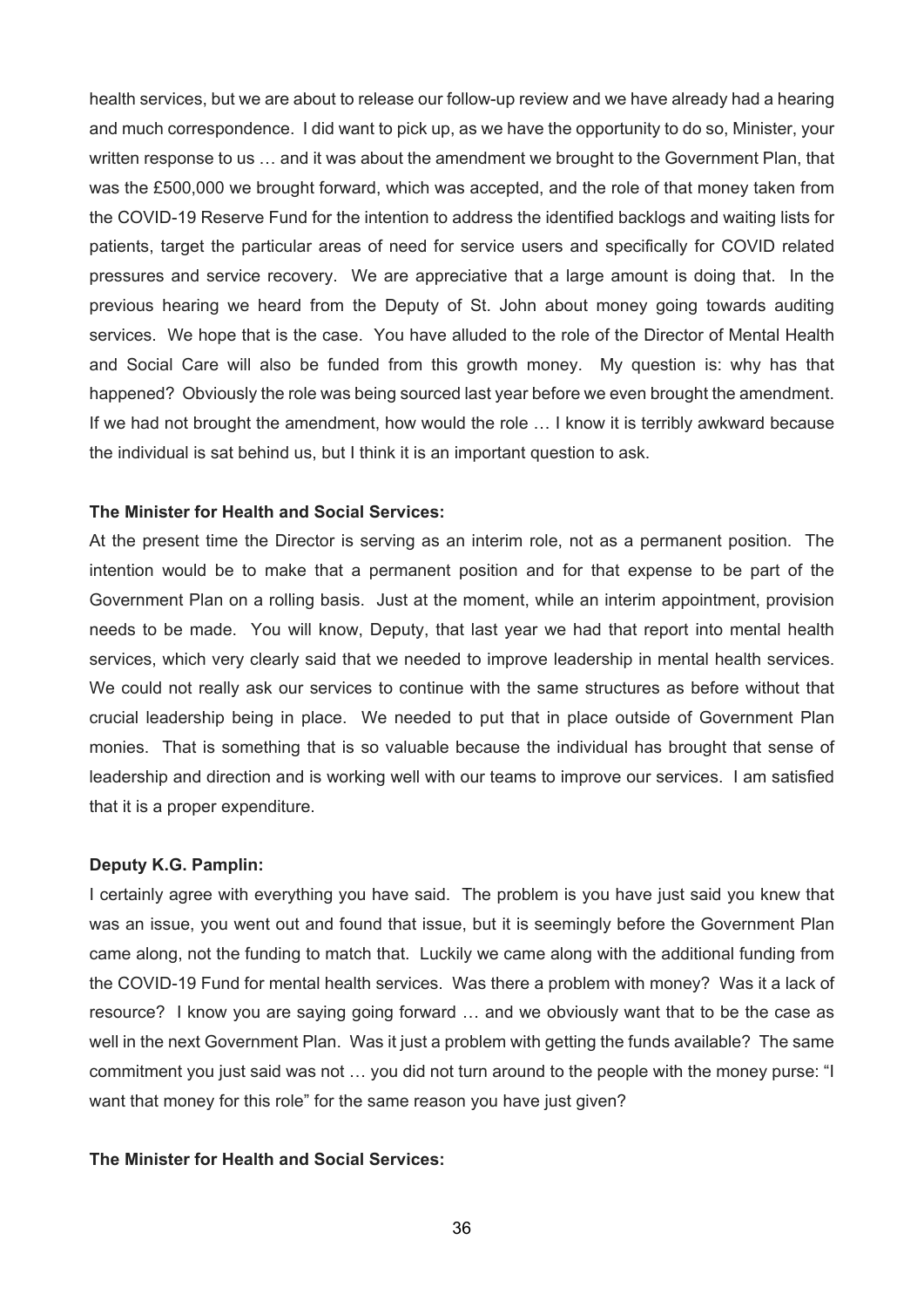health services, but we are about to release our follow-up review and we have already had a hearing and much correspondence. I did want to pick up, as we have the opportunity to do so, Minister, your written response to us … and it was about the amendment we brought to the Government Plan, that was the £500,000 we brought forward, which was accepted, and the role of that money taken from the COVID-19 Reserve Fund for the intention to address the identified backlogs and waiting lists for patients, target the particular areas of need for service users and specifically for COVID related pressures and service recovery. We are appreciative that a large amount is doing that. In the previous hearing we heard from the Deputy of St. John about money going towards auditing services. We hope that is the case. You have alluded to the role of the Director of Mental Health and Social Care will also be funded from this growth money. My question is: why has that happened? Obviously the role was being sourced last year before we even brought the amendment. If we had not brought the amendment, how would the role … I know it is terribly awkward because the individual is sat behind us, but I think it is an important question to ask.

**The Minister for Health and Social Services:**

At the present time the Director is serving as an interim role, not as a permanent position. The intention would be to make that a permanent position and for that expense to be part of the Government Plan on a rolling basis. Just at the moment, while an interim appointment, provision needs to be made. You will know, Deputy, that last year we had that report into mental health services, which very clearly said that we needed to improve leadership in mental health services. We could not really ask our services to continue with the same structures as before without that crucial leadership being in place. We needed to put that in place outside of Government Plan monies. That is something that is so valuable because the individual has brought that sense of leadership and direction and is working well with our teams to improve our services. I am satisfied that it is a proper expenditure.

**Deputy K.G. Pamplin:**

I certainly agree with everything you have said. The problem is you have just said you knew that was an issue, you went out and found that issue, but it is seemingly before the Government Plan came along, not the funding to match that. Luckily we came along with the additional funding from the COVID-19 Fund for mental health services. Was there a problem with money? Was it a lack of resource? I know you are saying going forward … and we obviously want that to be the case as well in the next Government Plan. Was it just a problem with getting the funds available? The same commitment you just said was not … you did not turn around to the people with the money purse: "I want that money for this role" for the same reason you have just given?

**The Minister for Health and Social Services:**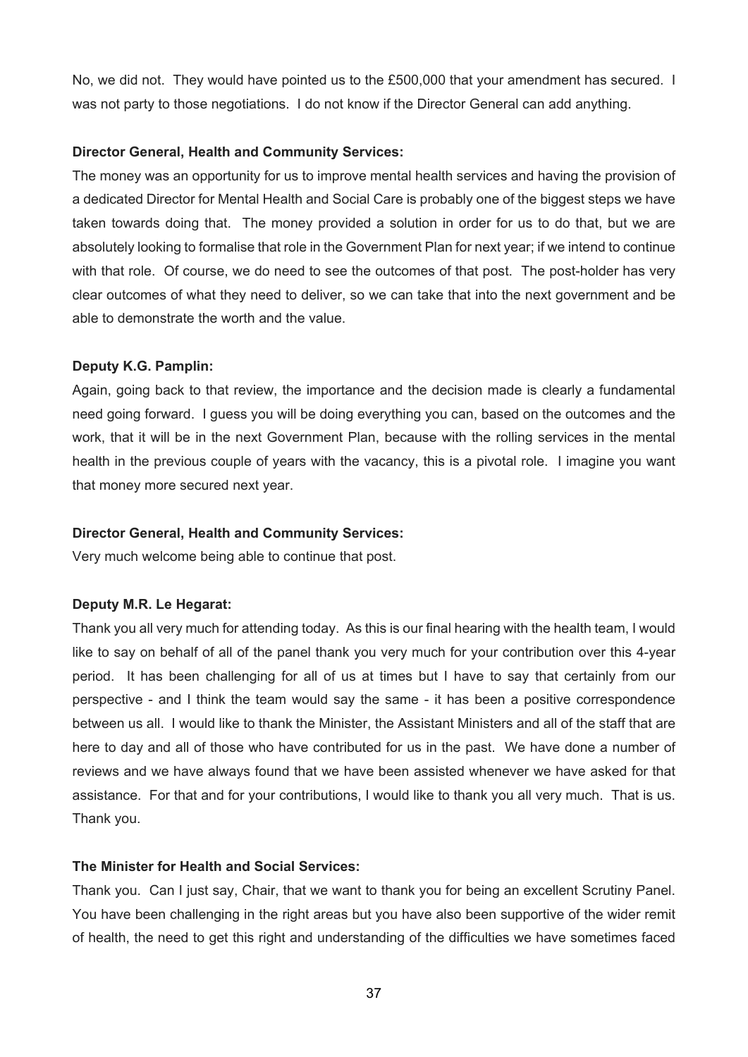No, we did not. They would have pointed us to the £500,000 that your amendment has secured. I was not party to those negotiations. I do not know if the Director General can add anything.

**Director General, Health and Community Services:**

The money was an opportunity for us to improve mental health services and having the provision of a dedicated Director for Mental Health and Social Care is probably one of the biggest steps we have taken towards doing that. The money provided a solution in order for us to do that, but we are absolutely looking to formalise that role in the Government Plan for next year; if we intend to continue with that role. Of course, we do need to see the outcomes of that post. The post-holder has very clear outcomes of what they need to deliver, so we can take that into the next government and be able to demonstrate the worth and the value.

**Deputy K.G. Pamplin:**

Again, going back to that review, the importance and the decision made is clearly a fundamental need going forward. I guess you will be doing everything you can, based on the outcomes and the work, that it will be in the next Government Plan, because with the rolling services in the mental health in the previous couple of years with the vacancy, this is a pivotal role. I imagine you want that money more secured next year.

**Director General, Health and Community Services:**

Very much welcome being able to continue that post.

**Deputy M.R. Le Hegarat:**

Thank you all very much for attending today. As this is our final hearing with the health team, I would like to say on behalf of all of the panel thank you very much for your contribution over this 4-year period. It has been challenging for all of us at times but I have to say that certainly from our perspective - and I think the team would say the same - it has been a positive correspondence between us all. I would like to thank the Minister, the Assistant Ministers and all of the staff that are here to day and all of those who have contributed for us in the past. We have done a number of reviews and we have always found that we have been assisted whenever we have asked for that assistance. For that and for your contributions, I would like to thank you all very much. That is us. Thank you.

**The Minister for Health and Social Services:**

Thank you. Can I just say, Chair, that we want to thank you for being an excellent Scrutiny Panel. You have been challenging in the right areas but you have also been supportive of the wider remit of health, the need to get this right and understanding of the difficulties we have sometimes faced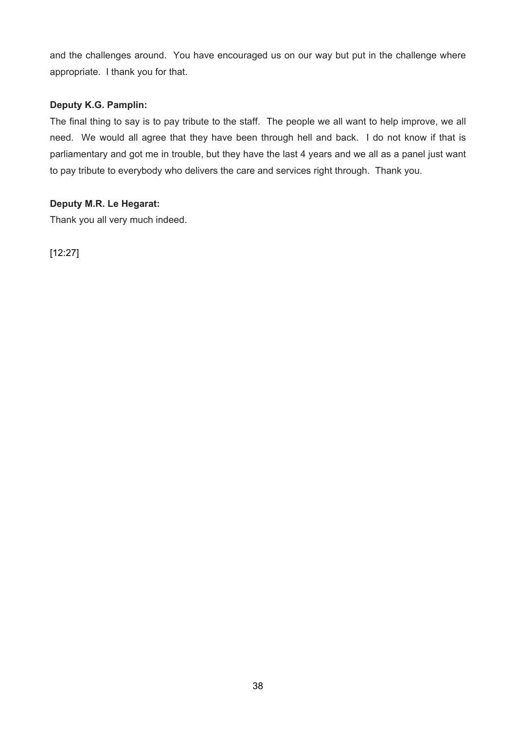and the challenges around. You have encouraged us on our way but put in the challenge where appropriate. I thank you for that.

**Deputy K.G. Pamplin:**

The final thing to say is to pay tribute to the staff. The people we all want to help improve, we all need. We would all agree that they have been through hell and back. I do not know if that is parliamentary and got me in trouble, but they have the last 4 years and we all as a panel just want to pay tribute to everybody who delivers the care and services right through. Thank you.

**Deputy M.R. Le Hegarat:**

Thank you all very much indeed.

[12:27]